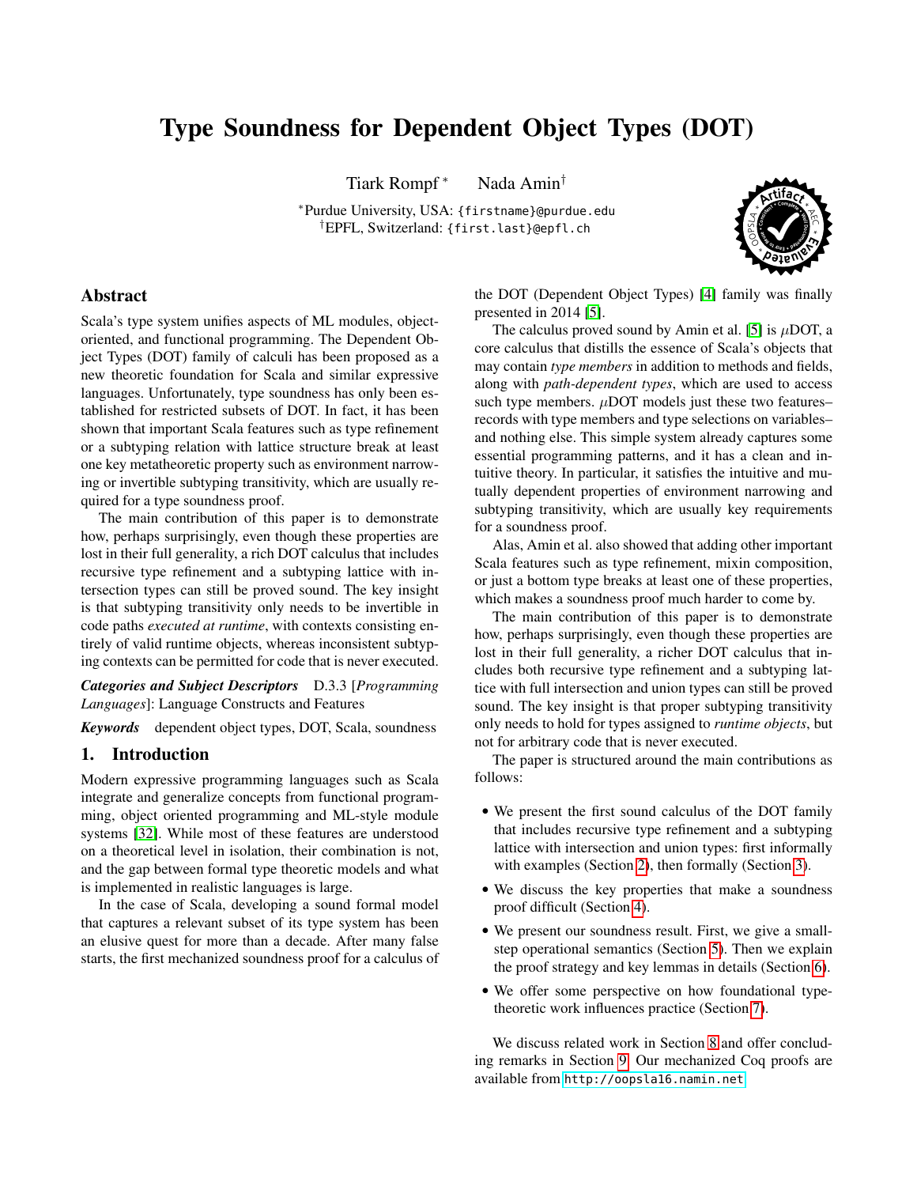# Type Soundness for Dependent Object Types (DOT)

Tiark Rompf [*] Nada Amin [†]

[*] Purdue University, USA: `{firstname}@purdue.edu`
[†] EPFL, Switzerland: `{first.last}@epfl.ch`

## Abstract

Scala's type system unifies aspects of ML modules, object-oriented, and functional programming. The Dependent Object Types (DOT) family of calculi has been proposed as a new theoretic foundation for Scala and similar expressive languages. Unfortunately, type soundness has only been established for restricted subsets of DOT. In fact, it has been shown that important Scala features such as type refinement or a subtyping relation with lattice structure break at least one key metatheoretic property such as environment narrowing or invertible subtyping transitivity, which are usually required for a type soundness proof.

The main contribution of this paper is to demonstrate how, perhaps surprisingly, even though these properties are lost in their full generality, a rich DOT calculus that includes recursive type refinement and a subtyping lattice with intersection types can still be proved sound. The key insight is that subtyping transitivity only needs to be invertible in code paths *executed at runtime*, with contexts consisting entirely of valid runtime objects, whereas inconsistent subtyping contexts can be permitted for code that is never executed.

***Categories and Subject Descriptors*** D.3.3 [*Programming Languages*]: Language Constructs and Features

***Keywords*** dependent object types, DOT, Scala, soundness

## 1. Introduction

Modern expressive programming languages such as Scala integrate and generalize concepts from functional programming, object oriented programming and ML-style module systems [32]. While most of these features are understood on a theoretical level in isolation, their combination is not, and the gap between formal type theoretic models and what is implemented in realistic languages is large.

In the case of Scala, developing a sound formal model that captures a relevant subset of its type system has been an elusive quest for more than a decade. After many false starts, the first mechanized soundness proof for a calculus of the DOT (Dependent Object Types) [4] family was finally presented in 2014 [5].

The calculus proved sound by Amin et al. [5] is $\mu$DOT, a core calculus that distills the essence of Scala's objects that may contain *type members* in addition to methods and fields, along with *path-dependent types*, which are used to access such type members. $\mu$DOT models just these two features–records with type members and type selections on variables–and nothing else. This simple system already captures some essential programming patterns, and it has a clean and intuitive theory. In particular, it satisfies the intuitive and mutually dependent properties of environment narrowing and subtyping transitivity, which are usually key requirements for a soundness proof.

Alas, Amin et al. also showed that adding other important Scala features such as type refinement, mixin composition, or just a bottom type breaks at least one of these properties, which makes a soundness proof much harder to come by.

The main contribution of this paper is to demonstrate how, perhaps surprisingly, even though these properties are lost in their full generality, a richer DOT calculus that includes both recursive type refinement and a subtyping lattice with full intersection and union types can still be proved sound. The key insight is that proper subtyping transitivity only needs to hold for types assigned to *runtime objects*, but not for arbitrary code that is never executed.

The paper is structured around the main contributions as follows:

- We present the first sound calculus of the DOT family that includes recursive type refinement and a subtyping lattice with intersection and union types: first informally with examples (Section 2), then formally (Section 3).
- We discuss the key properties that make a soundness proof difficult (Section 4).
- We present our soundness result. First, we give a small-step operational semantics (Section 5). Then we explain the proof strategy and key lemmas in details (Section 6).
- We offer some perspective on how foundational type-theoretic work influences practice (Section 7).

We discuss related work in Section 8 and offer concluding remarks in Section 9. Our mechanized Coq proofs are available from `http://oopsla16.namin.net`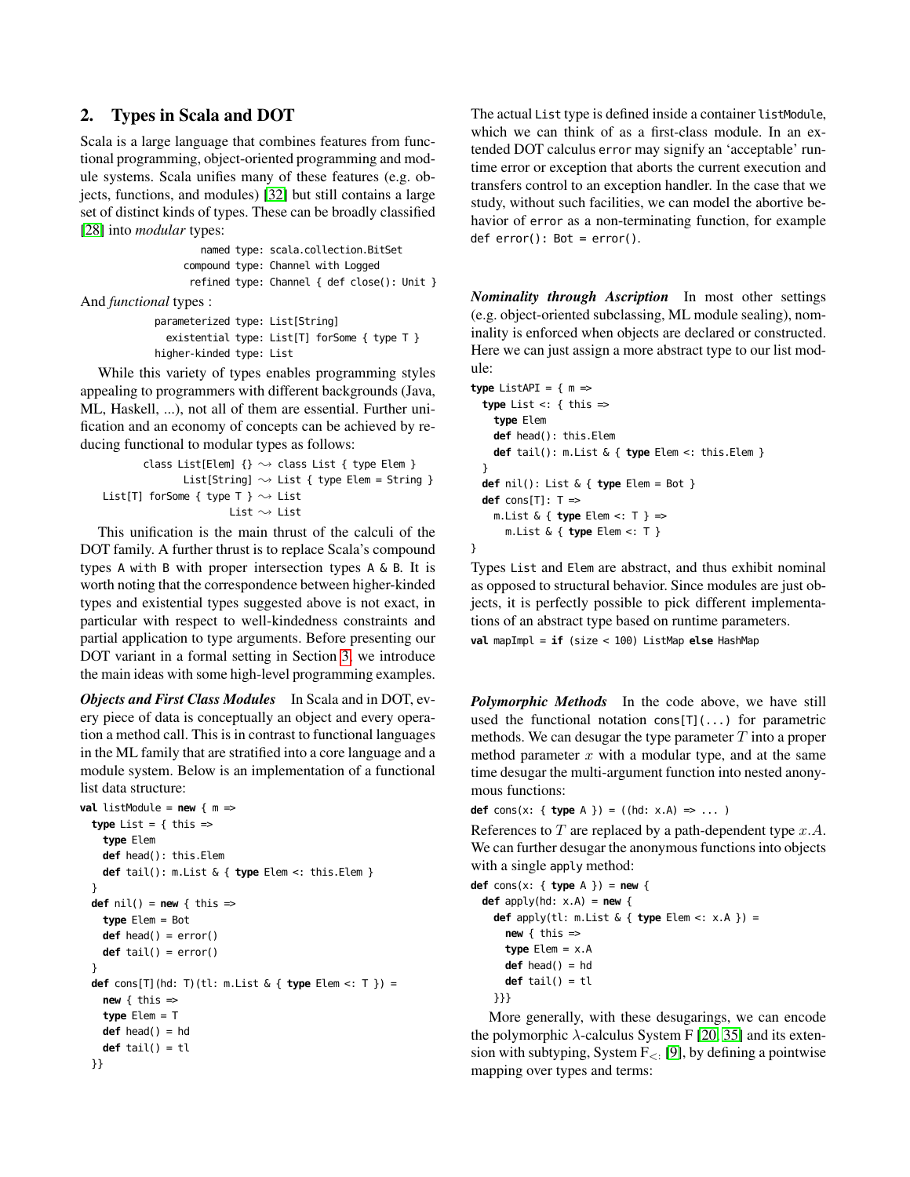## 2. Types in Scala and DOT

Scala is a large language that combines features from functional programming, object-oriented programming and module systems. Scala unifies many of these features (e.g. objects, functions, and modules) [32] but still contains a large set of distinct kinds of types. These can be broadly classified [28] into *modular* types:

```
   named type: scala.collection.BitSet
compound type: Channel with Logged
 refined type: Channel { def close(): Unit }
```

And *functional* types :

```
parameterized type: List[String]
  existential type: List[T] forSome { type T }
 higher-kinded type: List
```

While this variety of types enables programming styles appealing to programmers with different backgrounds (Java, ML, Haskell, ...), not all of them are essential. Further unification and an economy of concepts can be achieved by reducing functional to modular types as follows:

```
        class List[Elem] {} ⤳ class List { type Elem }
               List[String] ⤳ List { type Elem = String }
  List[T] forSome { type T } ⤳ List
                       List ⤳ List
```

This unification is the main thrust of the calculi of the DOT family. A further thrust is to replace Scala's compound types A with B with proper intersection types A & B. It is worth noting that the correspondence between higher-kinded types and existential types suggested above is not exact, in particular with respect to well-kindedness constraints and partial application to type arguments. Before presenting our DOT variant in a formal setting in Section 3, we introduce the main ideas with some high-level programming examples.

***Objects and First Class Modules*** In Scala and in DOT, every piece of data is conceptually an object and every operation a method call. This is in contrast to functional languages in the ML family that are stratified into a core language and a module system. Below is an implementation of a functional list data structure:

```
val listModule = new { m =>
  type List = { this =>
    type Elem
    def head(): this.Elem
    def tail(): m.List & { type Elem <: this.Elem }
  }
  def nil() = new { this =>
    type Elem = Bot
    def head() = error()
    def tail() = error()
  }
  def cons[T](hd: T)(tl: m.List & { type Elem <: T }) =
    new { this =>
    type Elem = T
    def head() = hd
    def tail() = tl
  }}
```

The actual List type is defined inside a container listModule, which we can think of as a first-class module. In an extended DOT calculus error may signify an 'acceptable' runtime error or exception that aborts the current execution and transfers control to an exception handler. In the case that we study, without such facilities, we can model the abortive behavior of error as a non-terminating function, for example def error(): Bot = error().

***Nominality through Ascription*** In most other settings (e.g. object-oriented subclassing, ML module sealing), nominality is enforced when objects are declared or constructed. Here we can just assign a more abstract type to our list module:

```
type ListAPI = { m =>
  type List <: { this =>
    type Elem
    def head(): this.Elem
    def tail(): m.List & { type Elem <: this.Elem }
  }
  def nil(): List & { type Elem = Bot }
  def cons[T]: T =>
    m.List & { type Elem <: T } =>
      m.List & { type Elem <: T }
}
```

Types List and Elem are abstract, and thus exhibit nominal as opposed to structural behavior. Since modules are just objects, it is perfectly possible to pick different implementations of an abstract type based on runtime parameters.

```
val mapImpl = if (size < 100) ListMap else HashMap
```

***Polymorphic Methods*** In the code above, we have still used the functional notation cons[T](...) for parametric methods. We can desugar the type parameter $T$ into a proper method parameter $x$ with a modular type, and at the same time desugar the multi-argument function into nested anonymous functions:

```
def cons(x: { type A }) = ((hd: x.A) => ... )
```

References to $T$ are replaced by a path-dependent type $x.A$. We can further desugar the anonymous functions into objects with a single apply method:

```
def cons(x: { type A }) = new {
  def apply(hd: x.A) = new {
    def apply(tl: m.List & { type Elem <: x.A }) =
      new { this =>
      type Elem = x.A
      def head() = hd
      def tail() = tl
    }}}
```

More generally, with these desugarings, we can encode the polymorphic $\lambda$-calculus System F [20, 35] and its extension with subtyping, System $F_{<:}$ [9], by defining a pointwise mapping over types and terms: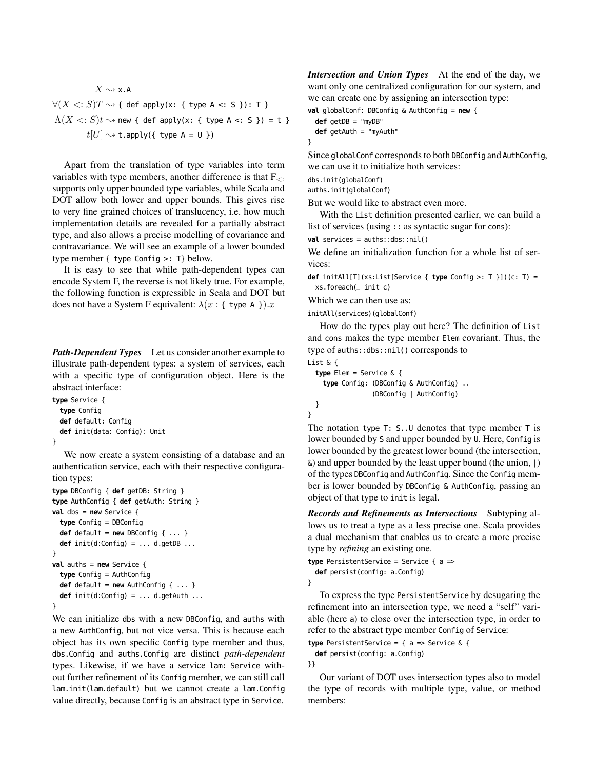$$X \leadsto \texttt{x.A}$$

$$\forall(X <: S)T \leadsto \texttt{\{ def apply(x: \{ type A <: S \}): T \}}$$

$$\Lambda(X <: S)t \leadsto \texttt{new \{ def apply(x: \{ type A <: S \}) = t \}}$$

$$t[U] \leadsto \texttt{t.apply(\{ type A = U \})}$$

Apart from the translation of type variables into term variables with type members, another difference is that $F_{<:}$ supports only upper bounded type variables, while Scala and DOT allow both lower and upper bounds. This gives rise to very fine grained choices of translucency, i.e. how much implementation details are revealed for a partially abstract type, and also allows a precise modelling of covariance and contravariance. We will see an example of a lower bounded type member `{ type Config >: T}` below.

It is easy to see that while path-dependent types can encode System F, the reverse is not likely true. For example, the following function is expressible in Scala and DOT but does not have a System F equivalent: $\lambda(x : \texttt{\{ type A \}}).x$

***Path-Dependent Types*** Let us consider another example to illustrate path-dependent types: a system of services, each with a specific type of configuration object. Here is the abstract interface:

```
type Service {
  type Config
  def default: Config
  def init(data: Config): Unit
}
```

We now create a system consisting of a database and an authentication service, each with their respective configuration types:

```
type DBConfig { def getDB: String }
type AuthConfig { def getAuth: String }
val dbs = new Service {
  type Config = DBConfig
  def default = new DBConfig { ... }
  def init(d:Config) = ... d.getDB ...
}
val auths = new Service {
  type Config = AuthConfig
  def default = new AuthConfig { ... }
  def init(d:Config) = ... d.getAuth ...
}
```

We can initialize `dbs` with a new `DBConfig`, and `auths` with a new `AuthConfig`, but not vice versa. This is because each object has its own specific `Config` type member and thus, `dbs.Config` and `auths.Config` are distinct *path-dependent* types. Likewise, if we have a service `lam: Service` without further refinement of its `Config` member, we can still call `lam.init(lam.default)` but we cannot create a `lam.Config` value directly, because `Config` is an abstract type in `Service`.

***Intersection and Union Types*** At the end of the day, we want only one centralized configuration for our system, and we can create one by assigning an intersection type:

```
val globalConf: DBConfig & AuthConfig = new {
  def getDB = "myDB"
  def getAuth = "myAuth"
}
```

Since `globalConf` corresponds to both `DBConfig` and `AuthConfig`, we can use it to initialize both services:

```
dbs.init(globalConf)
auths.init(globalConf)
```

But we would like to abstract even more.

With the `List` definition presented earlier, we can build a list of services (using `::` as syntactic sugar for `cons`):

```
val services = auths::dbs::nil()
```

We define an initialization function for a whole list of services:

```
def initAll[T](xs:List[Service { type Config >: T }])(c: T) =
  xs.foreach(_ init c)
```

Which we can then use as:

```
initAll(services)(globalConf)
```

How do the types play out here? The definition of `List` and `cons` makes the type member `Elem` covariant. Thus, the type of `auths::dbs::nil()` corresponds to

```
List & {
  type Elem = Service & {
   type Config: (DBConfig & AuthConfig) ..
               (DBConfig | AuthConfig)
  }
}
```

The notation `type T: S..U` denotes that type member `T` is lower bounded by `S` and upper bounded by `U`. Here, `Config` is lower bounded by the greatest lower bound (the intersection, `&`) and upper bounded by the least upper bound (the union, `|`) of the types `DBConfig` and `AuthConfig`. Since the `Config` member is lower bounded by `DBConfig & AuthConfig`, passing an object of that type to `init` is legal.

***Records and Refinements as Intersections*** Subtyping allows us to treat a type as a less precise one. Scala provides a dual mechanism that enables us to create a more precise type by *refining* an existing one.

```
type PersistentService = Service { a =>
  def persist(config: a.Config)
}
```

To express the type `PersistentService` by desugaring the refinement into an intersection type, we need a "self" variable (here `a`) to close over the intersection type, in order to refer to the abstract type member `Config` of `Service`:

```
type PersistentService = { a => Service & {
  def persist(config: a.Config)
}}
```

Our variant of DOT uses intersection types also to model the type of records with multiple type, value, or method members: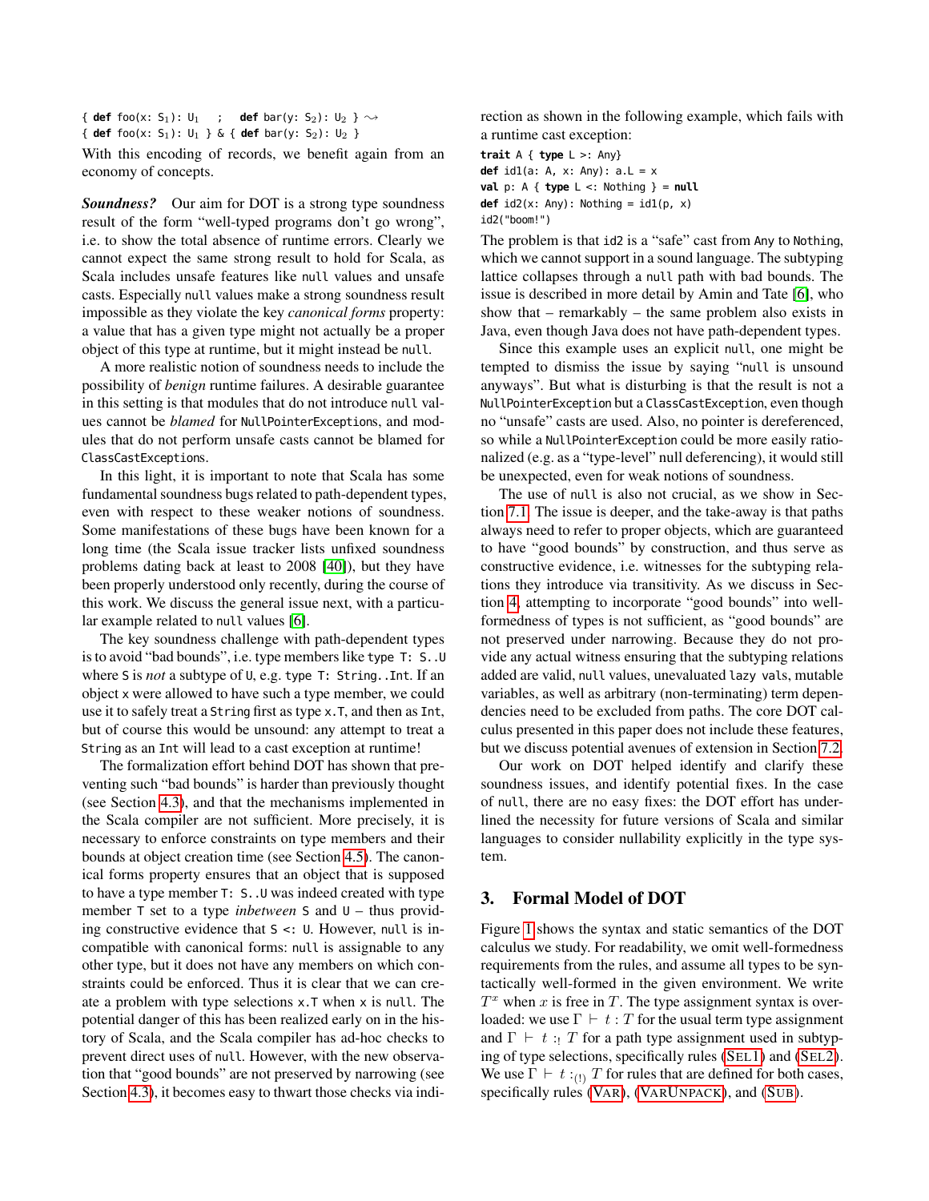```
{ def foo(x: S1): U1   ;   def bar(y: S2): U2 } ⇝
{ def foo(x: S1): U1 } & { def bar(y: S2): U2 }
```

With this encoding of records, we benefit again from an economy of concepts.

***Soundness?*** Our aim for DOT is a strong type soundness result of the form "well-typed programs don't go wrong", i.e. to show the total absence of runtime errors. Clearly we cannot expect the same strong result to hold for Scala, as Scala includes unsafe features like `null` values and unsafe casts. Especially `null` values make a strong soundness result impossible as they violate the key *canonical forms* property: a value that has a given type might not actually be a proper object of this type at runtime, but it might instead be `null`.

A more realistic notion of soundness needs to include the possibility of *benign* runtime failures. A desirable guarantee in this setting is that modules that do not introduce `null` values cannot be *blamed* for `NullPointerExceptions`, and modules that do not perform unsafe casts cannot be blamed for `ClassCastExceptions`.

In this light, it is important to note that Scala has some fundamental soundness bugs related to path-dependent types, even with respect to these weaker notions of soundness. Some manifestations of these bugs have been known for a long time (the Scala issue tracker lists unfixed soundness problems dating back at least to 2008 [40]), but they have been properly understood only recently, during the course of this work. We discuss the general issue next, with a particular example related to `null` values [6].

The key soundness challenge with path-dependent types is to avoid "bad bounds", i.e. type members like `type T: S..U` where `S` is *not* a subtype of `U`, e.g. `type T: String..Int`. If an object `x` were allowed to have such a type member, we could use it to safely treat a `String` first as type `x.T`, and then as `Int`, but of course this would be unsound: any attempt to treat a `String` as an `Int` will lead to a cast exception at runtime!

The formalization effort behind DOT has shown that preventing such "bad bounds" is harder than previously thought (see Section 4.3), and that the mechanisms implemented in the Scala compiler are not sufficient. More precisely, it is necessary to enforce constraints on type members and their bounds at object creation time (see Section 4.5). The canonical forms property ensures that an object that is supposed to have a type member `T: S..U` was indeed created with type member `T` set to a type *inbetween* `S` and `U` – thus providing constructive evidence that `S <: U`. However, `null` is incompatible with canonical forms: `null` is assignable to any other type, but it does not have any members on which constraints could be enforced. Thus it is clear that we can create a problem with type selections `x.T` when `x` is `null`. The potential danger of this has been realized early on in the history of Scala, and the Scala compiler has ad-hoc checks to prevent direct uses of `null`. However, with the new observation that "good bounds" are not preserved by narrowing (see Section 4.3), it becomes easy to thwart those checks via indirection as shown in the following example, which fails with a runtime cast exception:

```
trait A { type L >: Any}
def id1(a: A, x: Any): a.L = x
val p: A { type L <: Nothing } = null
def id2(x: Any): Nothing = id1(p, x)
id2("boom!")
```

The problem is that `id2` is a "safe" cast from `Any` to `Nothing`, which we cannot support in a sound language. The subtyping lattice collapses through a `null` path with bad bounds. The issue is described in more detail by Amin and Tate [6], who show that – remarkably – the same problem also exists in Java, even though Java does not have path-dependent types.

Since this example uses an explicit `null`, one might be tempted to dismiss the issue by saying "`null` is unsound anyways". But what is disturbing is that the result is not a `NullPointerException` but a `ClassCastException`, even though no "unsafe" casts are used. Also, no pointer is dereferenced, so while a `NullPointerException` could be more easily rationalized (e.g. as a "type-level" null deferencing), it would still be unexpected, even for weak notions of soundness.

The use of `null` is also not crucial, as we show in Section 7.1. The issue is deeper, and the take-away is that paths always need to refer to proper objects, which are guaranteed to have "good bounds" by construction, and thus serve as constructive evidence, i.e. witnesses for the subtyping relations they introduce via transitivity. As we discuss in Section 4, attempting to incorporate "good bounds" into well-formedness of types is not sufficient, as "good bounds" are not preserved under narrowing. Because they do not provide any actual witness ensuring that the subtyping relations added are valid, `null` values, unevaluated `lazy val`s, mutable variables, as well as arbitrary (non-terminating) term dependencies need to be excluded from paths. The core DOT calculus presented in this paper does not include these features, but we discuss potential avenues of extension in Section 7.2.

Our work on DOT helped identify and clarify these soundness issues, and identify potential fixes. In the case of `null`, there are no easy fixes: the DOT effort has underlined the necessity for future versions of Scala and similar languages to consider nullability explicitly in the type system.

## 3. Formal Model of DOT

Figure 1 shows the syntax and static semantics of the DOT calculus we study. For readability, we omit well-formedness requirements from the rules, and assume all types to be syntactically well-formed in the given environment. We write $T^x$ when $x$ is free in $T$. The type assignment syntax is overloaded: we use $\Gamma \vdash t : T$ for the usual term type assignment and $\Gamma \vdash t :_! T$ for a path type assignment used in subtyping of type selections, specifically rules (SEL1) and (SEL2). We use $\Gamma \vdash t :_{(!)} T$ for rules that are defined for both cases, specifically rules (VAR), (VARUNPACK), and (SUB).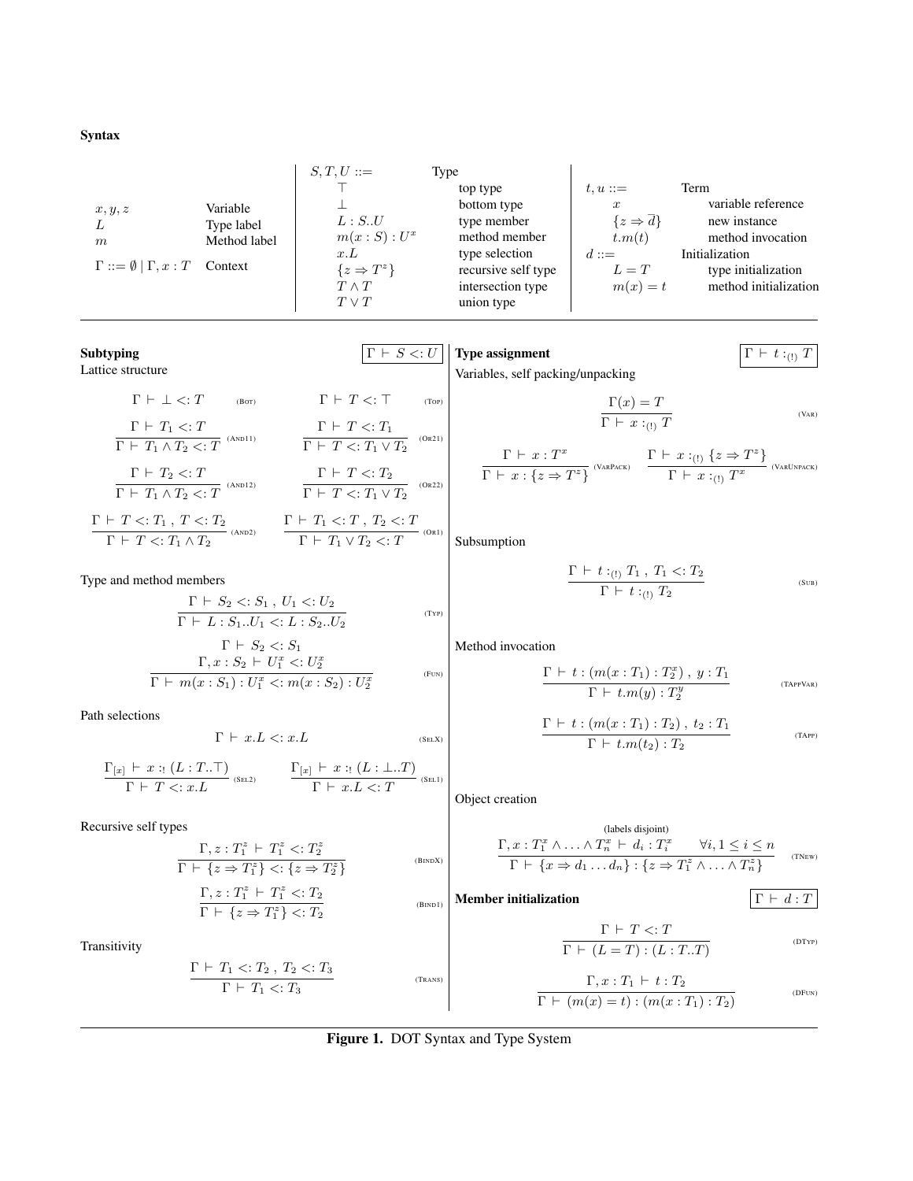### Syntax

| | |
|---|---|
| $x, y, z$ | Variable |
| $L$ | Type label |
| $m$ | Method label |
| $\Gamma ::= \emptyset \mid \Gamma, x : T$ | Context |

| $S, T, U ::=$ | Type |
|---|---|
| $\top$ | top type |
| $\bot$ | bottom type |
| $L : S..U$ | type member |
| $m(x : S) : U^x$ | method member |
| $x.L$ | type selection |
| $\{z \Rightarrow T^z\}$ | recursive self type |
| $T \wedge T$ | intersection type |
| $T \vee T$ | union type |

| $t, u ::=$ | Term |
|---|---|
| $x$ | variable reference |
| $\{z \Rightarrow \overline{d}\}$ | new instance |
| $t.m(t)$ | method invocation |
| $d ::=$ | Initialization |
| $L = T$ | type initialization |
| $m(x) = t$ | method initialization |

### Subtyping $\quad \boxed{\Gamma \vdash S <: U}$

Lattice structure

$$\Gamma \vdash \bot <: T \quad \text{(BOT)} \qquad\qquad \Gamma \vdash T <: \top \quad \text{(TOP)}$$

$$\frac{\Gamma \vdash T_1 <: T}{\Gamma \vdash T_1 \wedge T_2 <: T} \text{(AND11)} \qquad \frac{\Gamma \vdash T <: T_1}{\Gamma \vdash T <: T_1 \vee T_2} \text{(OR21)}$$

$$\frac{\Gamma \vdash T_2 <: T}{\Gamma \vdash T_1 \wedge T_2 <: T} \text{(AND12)} \qquad \frac{\Gamma \vdash T <: T_2}{\Gamma \vdash T <: T_1 \vee T_2} \text{(OR22)}$$

$$\frac{\Gamma \vdash T <: T_1 \ , \ T <: T_2}{\Gamma \vdash T <: T_1 \wedge T_2} \text{(AND2)} \qquad \frac{\Gamma \vdash T_1 <: T \ , \ T_2 <: T}{\Gamma \vdash T_1 \vee T_2 <: T} \text{(OR1)}$$

Type and method members

$$\frac{\Gamma \vdash S_2 <: S_1 \ , \ U_1 <: U_2}{\Gamma \vdash L : S_1..U_1 <: L : S_2..U_2} \text{(TYP)}$$

$$\frac{\Gamma \vdash S_2 <: S_1 \qquad \Gamma, x : S_2 \vdash U_1^x <: U_2^x}{\Gamma \vdash m(x : S_1) : U_1^x <: m(x : S_2) : U_2^x} \text{(FUN)}$$

Path selections

$$\Gamma \vdash x.L <: x.L \quad \text{(SELX)}$$

$$\frac{\Gamma_{[x]} \vdash x :_! (L : T..\top)}{\Gamma \vdash T <: x.L} \text{(SEL2)} \qquad \frac{\Gamma_{[x]} \vdash x :_! (L : \bot..T)}{\Gamma \vdash x.L <: T} \text{(SEL1)}$$

Recursive self types

$$\frac{\Gamma, z : T_1^z \vdash T_1^z <: T_2^z}{\Gamma \vdash \{z \Rightarrow T_1^z\} <: \{z \Rightarrow T_2^z\}} \text{(BINDX)}$$

$$\frac{\Gamma, z : T_1^z \vdash T_1^z <: T_2}{\Gamma \vdash \{z \Rightarrow T_1^z\} <: T_2} \text{(BIND1)}$$

Transitivity

$$\frac{\Gamma \vdash T_1 <: T_2 \ , \ T_2 <: T_3}{\Gamma \vdash T_1 <: T_3} \text{(TRANS)}$$

### Type assignment $\quad \boxed{\Gamma \vdash t :_{(!)} T}$

Variables, self packing/unpacking

$$\frac{\Gamma(x) = T}{\Gamma \vdash x :_{(!)} T} \text{(VAR)}$$

$$\frac{\Gamma \vdash x : T^x}{\Gamma \vdash x : \{z \Rightarrow T^z\}} \text{(VARPACK)} \qquad \frac{\Gamma \vdash x :_{(!)} \{z \Rightarrow T^z\}}{\Gamma \vdash x :_{(!)} T^x} \text{(VARUNPACK)}$$

Subsumption

$$\frac{\Gamma \vdash t :_{(!)} T_1 \ , \ T_1 <: T_2}{\Gamma \vdash t :_{(!)} T_2} \text{(SUB)}$$

Method invocation

$$\frac{\Gamma \vdash t : (m(x : T_1) : T_2^x) \ , \ y : T_1}{\Gamma \vdash t.m(y) : T_2^y} \text{(TAPPVAR)}$$

$$\frac{\Gamma \vdash t : (m(x : T_1) : T_2) \ , \ t_2 : T_1}{\Gamma \vdash t.m(t_2) : T_2} \text{(TAPP)}$$

Object creation

$$\frac{\Gamma, x : T_1^x \wedge \ldots \wedge T_n^x \vdash d_i : T_i^x \qquad \forall i, 1 \leq i \leq n \quad \text{(labels disjoint)}}{\Gamma \vdash \{x \Rightarrow d_1 \ldots d_n\} : \{z \Rightarrow T_1^z \wedge \ldots \wedge T_n^z\}} \text{(TNEW)}$$

### Member initialization $\quad \boxed{\Gamma \vdash d : T}$

$$\frac{\Gamma \vdash T <: T}{\Gamma \vdash (L = T) : (L : T..T)} \text{(DTYP)}$$

$$\frac{\Gamma, x : T_1 \vdash t : T_2}{\Gamma \vdash (m(x) = t) : (m(x : T_1) : T_2)} \text{(DFUN)}$$

**Figure 1.** DOT Syntax and Type System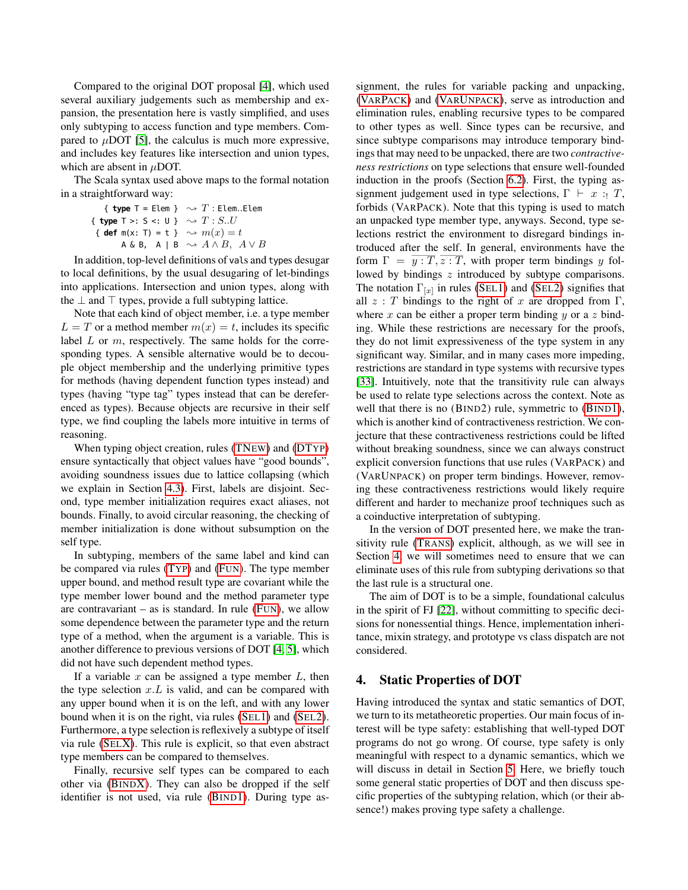Compared to the original DOT proposal [4], which used several auxiliary judgements such as membership and expansion, the presentation here is vastly simplified, and uses only subtyping to access function and type members. Compared to $\mu$DOT [5], the calculus is much more expressive, and includes key features like intersection and union types, which are absent in $\mu$DOT.

The Scala syntax used above maps to the formal notation in a straightforward way:

$$
\begin{array}{rl}
\texttt{\{ type T = Elem \}} & \rightsquigarrow T : \texttt{Elem..Elem} \\
\texttt{\{ type T >: S <: U \}} & \rightsquigarrow T : S..U \\
\texttt{\{ def m(x: T) = t \}} & \rightsquigarrow m(x) = t \\
\texttt{A \& B, A | B} & \rightsquigarrow A \wedge B,\ A \vee B
\end{array}
$$

In addition, top-level definitions of `val`s and `type`s desugar to local definitions, by the usual desugaring of let-bindings into applications. Intersection and union types, along with the $\bot$ and $\top$ types, provide a full subtyping lattice.

Note that each kind of object member, i.e. a type member $L = T$ or a method member $m(x) = t$, includes its specific label $L$ or $m$, respectively. The same holds for the corresponding types. A sensible alternative would be to decouple object membership and the underlying primitive types for methods (having dependent function types instead) and types (having "type tag" types instead that can be dereferenced as types). Because objects are recursive in their self type, we find coupling the labels more intuitive in terms of reasoning.

When typing object creation, rules (TNEW) and (DTYP) ensure syntactically that object values have "good bounds", avoiding soundness issues due to lattice collapsing (which we explain in Section 4.3). First, labels are disjoint. Second, type member initialization requires exact aliases, not bounds. Finally, to avoid circular reasoning, the checking of member initialization is done without subsumption on the self type.

In subtyping, members of the same label and kind can be compared via rules (TYP) and (FUN). The type member upper bound, and method result type are covariant while the type member lower bound and the method parameter type are contravariant – as is standard. In rule (FUN), we allow some dependence between the parameter type and the return type of a method, when the argument is a variable. This is another difference to previous versions of DOT [4, 5], which did not have such dependent method types.

If a variable $x$ can be assigned a type member $L$, then the type selection $x.L$ is valid, and can be compared with any upper bound when it is on the left, and with any lower bound when it is on the right, via rules (SEL1) and (SEL2). Furthermore, a type selection is reflexively a subtype of itself via rule (SELX). This rule is explicit, so that even abstract type members can be compared to themselves.

Finally, recursive self types can be compared to each other via (BINDX). They can also be dropped if the self identifier is not used, via rule (BIND1). During type assignment, the rules for variable packing and unpacking, (VARPACK) and (VARUNPACK), serve as introduction and elimination rules, enabling recursive types to be compared to other types as well. Since types can be recursive, and since subtype comparisons may introduce temporary bindings that may need to be unpacked, there are two *contractiveness restrictions* on type selections that ensure well-founded induction in the proofs (Section 6.2). First, the typing assignment judgement used in type selections, $\Gamma \vdash x :_! T$, forbids (VARPACK). Note that this typing is used to match an unpacked type member type, anyways. Second, type selections restrict the environment to disregard bindings introduced after the self. In general, environments have the form $\Gamma = \overline{y : T}, \overline{z : T}$, with proper term bindings $y$ followed by bindings $z$ introduced by subtype comparisons. The notation $\Gamma_{[x]}$ in rules (SEL1) and (SEL2) signifies that all $z : T$ bindings to the right of $x$ are dropped from $\Gamma$, where $x$ can be either a proper term binding $y$ or a $z$ binding. While these restrictions are necessary for the proofs, they do not limit expressiveness of the type system in any significant way. Similar, and in many cases more impeding, restrictions are standard in type systems with recursive types [33]. Intuitively, note that the transitivity rule can always be used to relate type selections across the context. Note as well that there is no (BIND2) rule, symmetric to (BIND1), which is another kind of contractiveness restriction. We conjecture that these contractiveness restrictions could be lifted without breaking soundness, since we can always construct explicit conversion functions that use rules (VARPACK) and (VARUNPACK) on proper term bindings. However, removing these contractiveness restrictions would likely require different and harder to mechanize proof techniques such as a coinductive interpretation of subtyping.

In the version of DOT presented here, we make the transitivity rule (TRANS) explicit, although, as we will see in Section 4, we will sometimes need to ensure that we can eliminate uses of this rule from subtyping derivations so that the last rule is a structural one.

The aim of DOT is to be a simple, foundational calculus in the spirit of FJ [22], without committing to specific decisions for nonessential things. Hence, implementation inheritance, mixin strategy, and prototype vs class dispatch are not considered.

## 4. Static Properties of DOT

Having introduced the syntax and static semantics of DOT, we turn to its metatheoretic properties. Our main focus of interest will be type safety: establishing that well-typed DOT programs do not go wrong. Of course, type safety is only meaningful with respect to a dynamic semantics, which we will discuss in detail in Section 5. Here, we briefly touch some general static properties of DOT and then discuss specific properties of the subtyping relation, which (or their absence!) makes proving type safety a challenge.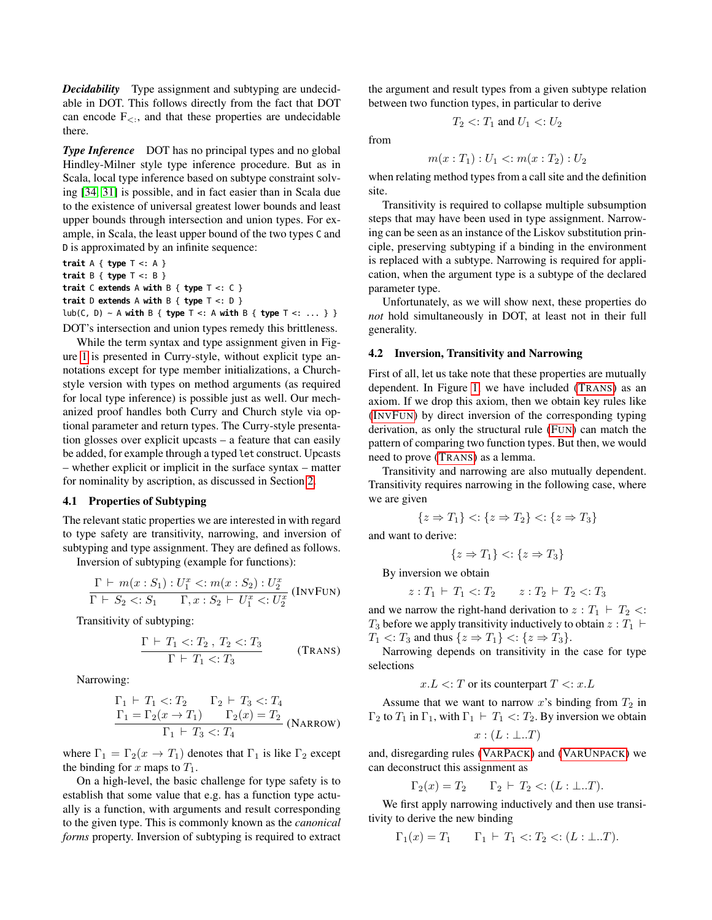***Decidability*** Type assignment and subtyping are undecidable in DOT. This follows directly from the fact that DOT can encode $F_{<:}$, and that these properties are undecidable there.

***Type Inference*** DOT has no principal types and no global Hindley-Milner style type inference procedure. But as in Scala, local type inference based on subtype constraint solving [34, 31] is possible, and in fact easier than in Scala due to the existence of universal greatest lower bounds and least upper bounds through intersection and union types. For example, in Scala, the least upper bound of the two types C and D is approximated by an infinite sequence:

```
trait A { type T <: A }
trait B { type T <: B }
trait C extends A with B { type T <: C }
trait D extends A with B { type T <: D }
lub(C, D) ~ A with B { type T <: A with B { type T <: ... } }
```

DOT's intersection and union types remedy this brittleness.

While the term syntax and type assignment given in Figure 1 is presented in Curry-style, without explicit type annotations except for type member initializations, a Church-style version with types on method arguments (as required for local type inference) is possible just as well. Our mechanized proof handles both Curry and Church style via optional parameter and return types. The Curry-style presentation glosses over explicit upcasts – a feature that can easily be added, for example through a typed `let` construct. Upcasts – whether explicit or implicit in the surface syntax – matter for nominality by ascription, as discussed in Section 2.

### 4.1 Properties of Subtyping

The relevant static properties we are interested in with regard to type safety are transitivity, narrowing, and inversion of subtyping and type assignment. They are defined as follows.

Inversion of subtyping (example for functions):

$$\frac{\Gamma \vdash m(x : S_1) : U_1^x <: m(x : S_2) : U_2^x}{\Gamma \vdash S_2 <: S_1 \qquad \Gamma, x : S_2 \vdash U_1^x <: U_2^x} \text{(InvFun)}$$

Transitivity of subtyping:

$$\frac{\Gamma \vdash T_1 <: T_2 \,,\; T_2 <: T_3}{\Gamma \vdash T_1 <: T_3} \qquad \text{(Trans)}$$

Narrowing:

$$\frac{\begin{array}{cc}\Gamma_1 \vdash T_1 <: T_2 & \Gamma_2 \vdash T_3 <: T_4 \\ \Gamma_1 = \Gamma_2(x \to T_1) & \Gamma_2(x) = T_2\end{array}}{\Gamma_1 \vdash T_3 <: T_4} \text{(Narrow)}$$

where $\Gamma_1 = \Gamma_2(x \to T_1)$ denotes that $\Gamma_1$ is like $\Gamma_2$ except the binding for $x$ maps to $T_1$.

On a high-level, the basic challenge for type safety is to establish that some value that e.g. has a function type actually is a function, with arguments and result corresponding to the given type. This is commonly known as the *canonical forms* property. Inversion of subtyping is required to extract the argument and result types from a given subtype relation between two function types, in particular to derive

$$T_2 <: T_1 \text{ and } U_1 <: U_2$$

from

$$m(x : T_1) : U_1 <: m(x : T_2) : U_2$$

when relating method types from a call site and the definition site.

Transitivity is required to collapse multiple subsumption steps that may have been used in type assignment. Narrowing can be seen as an instance of the Liskov substitution principle, preserving subtyping if a binding in the environment is replaced with a subtype. Narrowing is required for application, when the argument type is a subtype of the declared parameter type.

Unfortunately, as we will show next, these properties do *not* hold simultaneously in DOT, at least not in their full generality.

### 4.2 Inversion, Transitivity and Narrowing

First of all, let us take note that these properties are mutually dependent. In Figure 1, we have included (Trans) as an axiom. If we drop this axiom, then we obtain key rules like (InvFun) by direct inversion of the corresponding typing derivation, as only the structural rule (Fun) can match the pattern of comparing two function types. But then, we would need to prove (Trans) as a lemma.

Transitivity and narrowing are also mutually dependent. Transitivity requires narrowing in the following case, where we are given

$$\{z \Rightarrow T_1\} <: \{z \Rightarrow T_2\} <: \{z \Rightarrow T_3\}$$

and want to derive:

$$\{z \Rightarrow T_1\} <: \{z \Rightarrow T_3\}$$

By inversion we obtain

$$z : T_1 \vdash T_1 <: T_2 \qquad z : T_2 \vdash T_2 <: T_3$$

and we narrow the right-hand derivation to $z : T_1 \vdash T_2 <: T_3$ before we apply transitivity inductively to obtain $z : T_1 \vdash T_1 <: T_3$ and thus $\{z \Rightarrow T_1\} <: \{z \Rightarrow T_3\}$.

Narrowing depends on transitivity in the case for type selections

$$x.L <: T \text{ or its counterpart } T <: x.L$$

Assume that we want to narrow $x$'s binding from $T_2$ in $\Gamma_2$ to $T_1$ in $\Gamma_1$, with $\Gamma_1 \vdash T_1 <: T_2$. By inversion we obtain

$$x : (L : \bot..T)$$

and, disregarding rules (VarPack) and (VarUnpack) we can deconstruct this assignment as

$$\Gamma_2(x) = T_2 \qquad \Gamma_2 \vdash T_2 <: (L : \bot..T).$$

We first apply narrowing inductively and then use transitivity to derive the new binding

$$\Gamma_1(x) = T_1 \qquad \Gamma_1 \vdash T_1 <: T_2 <: (L : \bot..T).$$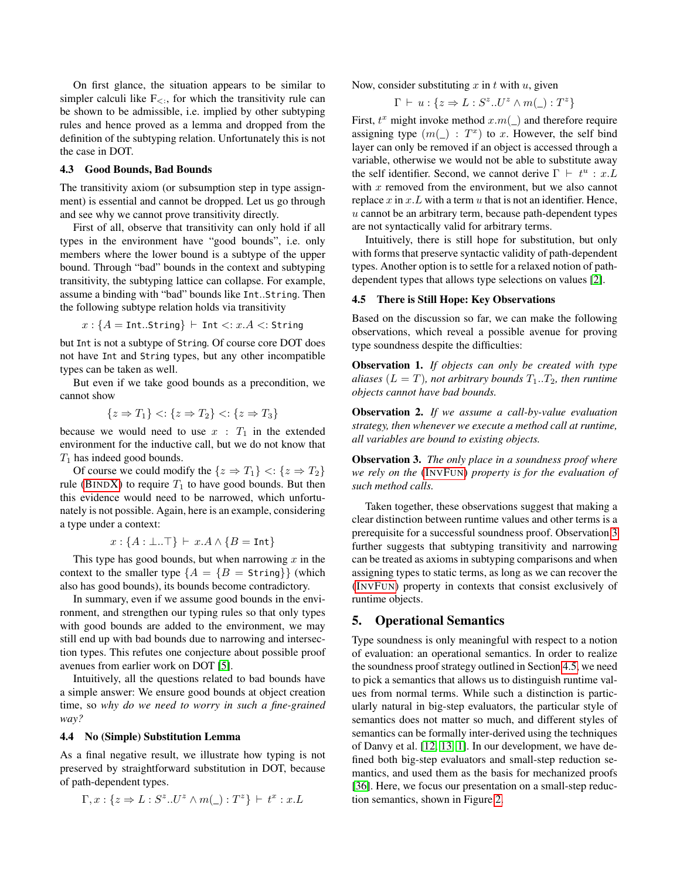On first glance, the situation appears to be similar to simpler calculi like $F_{<:}$, for which the transitivity rule can be shown to be admissible, i.e. implied by other subtyping rules and hence proved as a lemma and dropped from the definition of the subtyping relation. Unfortunately this is not the case in DOT.

### 4.3 Good Bounds, Bad Bounds

The transitivity axiom (or subsumption step in type assignment) is essential and cannot be dropped. Let us go through and see why we cannot prove transitivity directly.

First of all, observe that transitivity can only hold if all types in the environment have "good bounds", i.e. only members where the lower bound is a subtype of the upper bound. Through "bad" bounds in the context and subtyping transitivity, the subtyping lattice can collapse. For example, assume a binding with "bad" bounds like `Int..String`. Then the following subtype relation holds via transitivity

$$x : \{A = \texttt{Int..String}\} \vdash \texttt{Int} <: x.A <: \texttt{String}$$

but `Int` is not a subtype of `String`. Of course core DOT does not have `Int` and `String` types, but any other incompatible types can be taken as well.

But even if we take good bounds as a precondition, we cannot show

$$\{z \Rightarrow T_1\} <: \{z \Rightarrow T_2\} <: \{z \Rightarrow T_3\}$$

because we would need to use $x : T_1$ in the extended environment for the inductive call, but we do not know that $T_1$ has indeed good bounds.

Of course we could modify the $\{z \Rightarrow T_1\} <: \{z \Rightarrow T_2\}$ rule (BINDX) to require $T_1$ to have good bounds. But then this evidence would need to be narrowed, which unfortunately is not possible. Again, here is an example, considering a type under a context:

$$x : \{A : \bot..\top\} \vdash x.A \wedge \{B = \texttt{Int}\}$$

This type has good bounds, but when narrowing $x$ in the context to the smaller type $\{A = \{B = \texttt{String}\}\}$ (which also has good bounds), its bounds become contradictory.

In summary, even if we assume good bounds in the environment, and strengthen our typing rules so that only types with good bounds are added to the environment, we may still end up with bad bounds due to narrowing and intersection types. This refutes one conjecture about possible proof avenues from earlier work on DOT [5].

Intuitively, all the questions related to bad bounds have a simple answer: We ensure good bounds at object creation time, so *why do we need to worry in such a fine-grained way?*

### 4.4 No (Simple) Substitution Lemma

As a final negative result, we illustrate how typing is not preserved by straightforward substitution in DOT, because of path-dependent types.

$$\Gamma, x : \{z \Rightarrow L : S^z..U^z \wedge m(\_) : T^z\} \vdash t^x : x.L$$

Now, consider substituting $x$ in $t$ with $u$, given

$$\Gamma \vdash u : \{z \Rightarrow L : S^z..U^z \wedge m(\_) : T^z\}$$

First, $t^x$ might invoke method $x.m(\_)$ and therefore require assigning type $(m(\_) : T^x)$ to $x$. However, the self bind layer can only be removed if an object is accessed through a variable, otherwise we would not be able to substitute away the self identifier. Second, we cannot derive $\Gamma \vdash t^u : x.L$ with $x$ removed from the environment, but we also cannot replace $x$ in $x.L$ with a term $u$ that is not an identifier. Hence, $u$ cannot be an arbitrary term, because path-dependent types are not syntactically valid for arbitrary terms.

Intuitively, there is still hope for substitution, but only with forms that preserve syntactic validity of path-dependent types. Another option is to settle for a relaxed notion of path-dependent types that allows type selections on values [2].

### 4.5 There is Still Hope: Key Observations

Based on the discussion so far, we can make the following observations, which reveal a possible avenue for proving type soundness despite the difficulties:

**Observation 1.** *If objects can only be created with type aliases ($L = T$), not arbitrary bounds $T_1..T_2$, then runtime objects cannot have bad bounds.*

**Observation 2.** *If we assume a call-by-value evaluation strategy, then whenever we execute a method call at runtime, all variables are bound to existing objects.*

**Observation 3.** *The only place in a soundness proof where we rely on the (INVFUN) property is for the evaluation of such method calls.*

Taken together, these observations suggest that making a clear distinction between runtime values and other terms is a prerequisite for a successful soundness proof. Observation 3 further suggests that subtyping transitivity and narrowing can be treated as axioms in subtyping comparisons and when assigning types to static terms, as long as we can recover the (INVFUN) property in contexts that consist exclusively of runtime objects.

## 5. Operational Semantics

Type soundness is only meaningful with respect to a notion of evaluation: an operational semantics. In order to realize the soundness proof strategy outlined in Section 4.5, we need to pick a semantics that allows us to distinguish runtime values from normal terms. While such a distinction is particularly natural in big-step evaluators, the particular style of semantics does not matter so much, and different styles of semantics can be formally inter-derived using the techniques of Danvy et al. [12, 13, 1]. In our development, we have defined both big-step evaluators and small-step reduction semantics, and used them as the basis for mechanized proofs [36]. Here, we focus our presentation on a small-step reduction semantics, shown in Figure 2.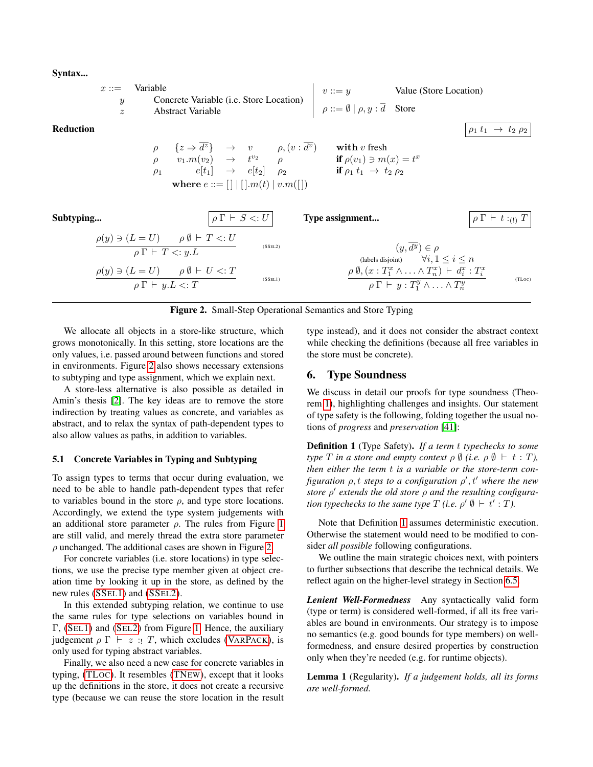**Syntax...**

| | | | |
|---|---|---|---|
| $x ::=$ Variable | | $v ::= y$ | Value (Store Location) |
| $y$ | Concrete Variable (i.e. Store Location) | $\rho ::= \emptyset \mid \rho, y : \overline{d}$ | Store |
| $z$ | Abstract Variable | | |

**Reduction** $\boxed{\rho_1 \; t_1 \;\to\; t_2 \; \rho_2}$

$$
\begin{array}{llllll}
\rho & \{z \Rightarrow \overline{d^z}\} & \to & v & \rho, (v : \overline{d^v}) & \text{with } v \text{ fresh} \\
\rho & v_1.m(v_2) & \to & t^{v_2} & \rho & \textbf{if } \rho(v_1) \ni m(x) = t^x \\
\rho_1 & e[t_1] & \to & e[t_2] & \rho_2 & \textbf{if } \rho_1 \; t_1 \;\to\; t_2 \; \rho_2 \\
\end{array}
$$

$$\textbf{where } e ::= [\,] \mid [\,].m(t) \mid v.m([\,])$$

**Subtyping...** $\boxed{\rho \; \Gamma \vdash S <: U}$

$$\frac{\rho(y) \ni (L = U) \qquad \rho \; \emptyset \vdash T <: U}{\rho \; \Gamma \vdash T <: y.L} \quad \text{(SSEL2)}$$

$$\frac{\rho(y) \ni (L = U) \qquad \rho \; \emptyset \vdash U <: T}{\rho \; \Gamma \vdash y.L <: T} \quad \text{(SSEL1)}$$

**Type assignment...** $\boxed{\rho \; \Gamma \vdash t :_{(!)} T}$

$$\frac{\begin{array}{c}(y, \overline{d^y}) \in \rho \\ \text{(labels disjoint)} \qquad \forall i, 1 \le i \le n \\ \rho \; \emptyset, (x : T_1^x \wedge \ldots \wedge T_n^x) \vdash d_i^x : T_i^x\end{array}}{\rho \; \Gamma \vdash y : T_1^y \wedge \ldots \wedge T_n^y} \quad \text{(TLOC)}$$

**Figure 2.** Small-Step Operational Semantics and Store Typing

We allocate all objects in a store-like structure, which grows monotonically. In this setting, store locations are the only values, i.e. passed around between functions and stored in environments. Figure 2 also shows necessary extensions to subtyping and type assignment, which we explain next.

A store-less alternative is also possible as detailed in Amin's thesis [2]. The key ideas are to remove the store indirection by treating values as concrete, and variables as abstract, and to relax the syntax of path-dependent types to also allow values as paths, in addition to variables.

### 5.1 Concrete Variables in Typing and Subtyping

To assign types to terms that occur during evaluation, we need to be able to handle path-dependent types that refer to variables bound in the store $\rho$, and type store locations. Accordingly, we extend the type system judgements with an additional store parameter $\rho$. The rules from Figure 1 are still valid, and merely thread the extra store parameter $\rho$ unchanged. The additional cases are shown in Figure 2.

For concrete variables (i.e. store locations) in type selections, we use the precise type member given at object creation time by looking it up in the store, as defined by the new rules (SSEL1) and (SSEL2).

In this extended subtyping relation, we continue to use the same rules for type selections on variables bound in $\Gamma$, (SEL1) and (SEL2) from Figure 1. Hence, the auxiliary judgement $\rho \; \Gamma \vdash z :_! T$, which excludes (VARPACK), is only used for typing abstract variables.

Finally, we also need a new case for concrete variables in typing, (TLOC). It resembles (TNEW), except that it looks up the definitions in the store, it does not create a recursive type (because we can reuse the store location in the result type instead), and it does not consider the abstract context while checking the definitions (because all free variables in the store must be concrete).

## 6. Type Soundness

We discuss in detail our proofs for type soundness (Theorem 1), highlighting challenges and insights. Our statement of type safety is the following, folding together the usual notions of *progress* and *preservation* [41]:

**Definition 1** (Type Safety). *If a term $t$ typechecks to some type $T$ in a store and empty context $\rho \; \emptyset$ (i.e. $\rho \; \emptyset \vdash t : T$), then either the term $t$ is a variable or the store-term configuration $\rho, t$ steps to a configuration $\rho', t'$ where the new store $\rho'$ extends the old store $\rho$ and the resulting configuration typechecks to the same type $T$ (i.e. $\rho' \; \emptyset \vdash t' : T$).*

Note that Definition 1 assumes deterministic execution. Otherwise the statement would need to be modified to consider *all possible* following configurations.

We outline the main strategic choices next, with pointers to further subsections that describe the technical details. We reflect again on the higher-level strategy in Section 6.5.

***Lenient Well-Formedness*** Any syntactically valid form (type or term) is considered well-formed, if all its free variables are bound in environments. Our strategy is to impose no semantics (e.g. good bounds for type members) on well-formedness, and ensure desired properties by construction only when they're needed (e.g. for runtime objects).

**Lemma 1** (Regularity). *If a judgement holds, all its forms are well-formed.*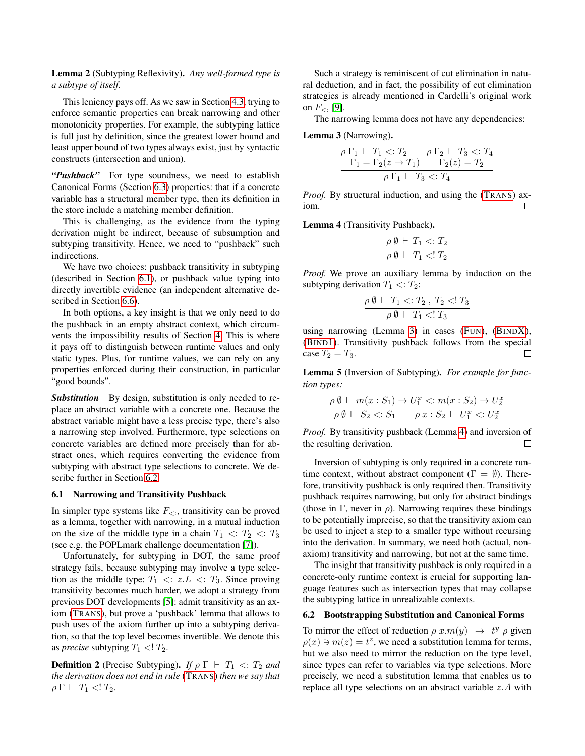**Lemma 2** (Subtyping Reflexivity)**.** *Any well-formed type is a subtype of itself.*

This leniency pays off. As we saw in Section 4.3, trying to enforce semantic properties can break narrowing and other monotonicity properties. For example, the subtyping lattice is full just by definition, since the greatest lower bound and least upper bound of two types always exist, just by syntactic constructs (intersection and union).

***"Pushback"*** For type soundness, we need to establish Canonical Forms (Section 6.3) properties: that if a concrete variable has a structural member type, then its definition in the store include a matching member definition.

This is challenging, as the evidence from the typing derivation might be indirect, because of subsumption and subtyping transitivity. Hence, we need to "pushback" such indirections.

We have two choices: pushback transitivity in subtyping (described in Section 6.1), or pushback value typing into directly invertible evidence (an independent alternative described in Section 6.6).

In both options, a key insight is that we only need to do the pushback in an empty abstract context, which circumvents the impossibility results of Section 4. This is where it pays off to distinguish between runtime values and only static types. Plus, for runtime values, we can rely on any properties enforced during their construction, in particular "good bounds".

***Substitution*** By design, substitution is only needed to replace an abstract variable with a concrete one. Because the abstract variable might have a less precise type, there's also a narrowing step involved. Furthermore, type selections on concrete variables are defined more precisely than for abstract ones, which requires converting the evidence from subtyping with abstract type selections to concrete. We describe further in Section 6.2.

### 6.1 Narrowing and Transitivity Pushback

In simpler type systems like $F_{<:}$, transitivity can be proved as a lemma, together with narrowing, in a mutual induction on the size of the middle type in a chain $T_1 \;<:\; T_2 \;<:\; T_3$ (see e.g. the POPLmark challenge documentation [7]).

Unfortunately, for subtyping in DOT, the same proof strategy fails, because subtyping may involve a type selection as the middle type: $T_1 \;<:\; z.L \;<:\; T_3$. Since proving transitivity becomes much harder, we adopt a strategy from previous DOT developments [5]: admit transitivity as an axiom (TRANS), but prove a 'pushback' lemma that allows to push uses of the axiom further up into a subtyping derivation, so that the top level becomes invertible. We denote this as *precise* subtyping $T_1 <! T_2$.

**Definition 2** (Precise Subtyping)**.** *If $\rho\,\Gamma \;\vdash\; T_1 <: T_2$ and the derivation does not end in rule* (TRANS) *then we say that $\rho\,\Gamma \;\vdash\; T_1 <! T_2$.*

Such a strategy is reminiscent of cut elimination in natural deduction, and in fact, the possibility of cut elimination strategies is already mentioned in Cardelli's original work on $F_{<:}$ [9].

The narrowing lemma does not have any dependencies:

**Lemma 3** (Narrowing)**.**

$$\frac{\begin{array}{cc}\rho\,\Gamma_1 \;\vdash\; T_1 <: T_2 & \rho\,\Gamma_2 \;\vdash\; T_3 <: T_4 \\ \Gamma_1 = \Gamma_2(z \to T_1) & \Gamma_2(z) = T_2\end{array}}{\rho\,\Gamma_1 \;\vdash\; T_3 <: T_4}$$

*Proof.* By structural induction, and using the (TRANS) axiom. □

**Lemma 4** (Transitivity Pushback)**.**

$$\frac{\rho\,\emptyset \;\vdash\; T_1 <: T_2}{\rho\,\emptyset \;\vdash\; T_1 <! T_2}$$

*Proof.* We prove an auxiliary lemma by induction on the subtyping derivation $T_1 <: T_2$:

$$\frac{\rho\,\emptyset \;\vdash\; T_1 <: T_2 \;,\; T_2 <! T_3}{\rho\,\emptyset \;\vdash\; T_1 <! T_3}$$

using narrowing (Lemma 3) in cases (FUN), (BINDX), (BIND1). Transitivity pushback follows from the special case $T_2 = T_3$. □

**Lemma 5** (Inversion of Subtyping)**.** *For example for function types:*

$$\frac{\rho\,\emptyset \;\vdash\; m(x : S_1) \to U_1^x <: m(x : S_2) \to U_2^x}{\rho\,\emptyset \;\vdash\; S_2 <: S_1 \qquad \rho\; x : S_2 \;\vdash\; U_1^x <: U_2^x}$$

*Proof.* By transitivity pushback (Lemma 4) and inversion of the resulting derivation. □

Inversion of subtyping is only required in a concrete runtime context, without abstract component ($\Gamma = \emptyset$). Therefore, transitivity pushback is only required then. Transitivity pushback requires narrowing, but only for abstract bindings (those in $\Gamma$, never in $\rho$). Narrowing requires these bindings to be potentially imprecise, so that the transitivity axiom can be used to inject a step to a smaller type without recursing into the derivation. In summary, we need both (actual, non-axiom) transitivity and narrowing, but not at the same time.

The insight that transitivity pushback is only required in a concrete-only runtime context is crucial for supporting language features such as intersection types that may collapse the subtyping lattice in unrealizable contexts.

### 6.2 Bootstrapping Substitution and Canonical Forms

To mirror the effect of reduction $\rho\; x.m(y) \;\;\to\;\; t^y\;\rho$ given $\rho(x) \ni m(z) = t^z$, we need a substitution lemma for terms, but we also need to mirror the reduction on the type level, since types can refer to variables via type selections. More precisely, we need a substitution lemma that enables us to replace all type selections on an abstract variable $z.A$ with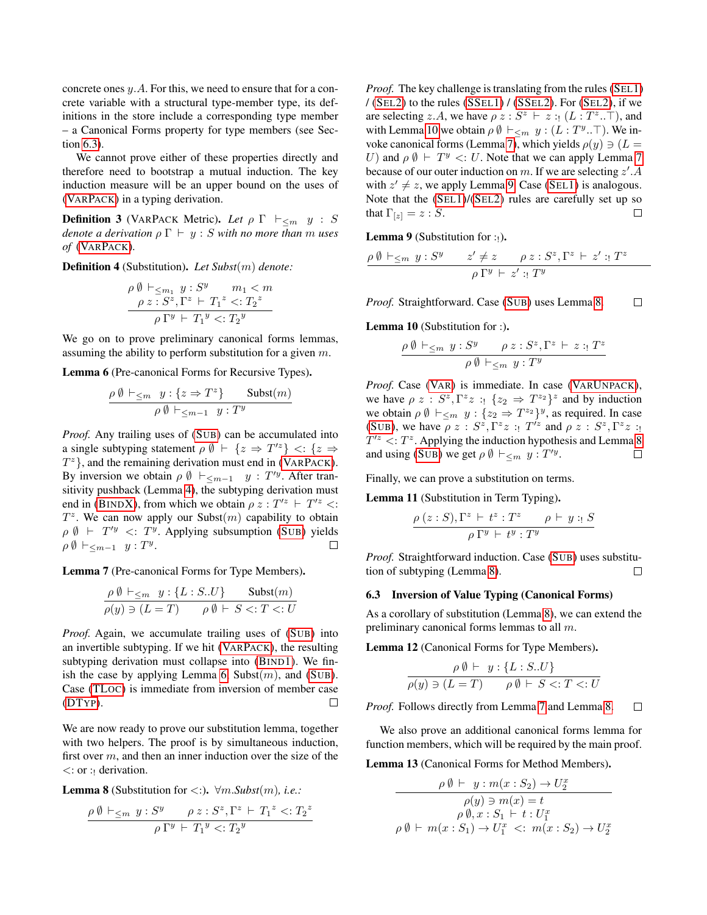concrete ones $y.A$. For this, we need to ensure that for a concrete variable with a structural type-member type, its definitions in the store include a corresponding type member – a Canonical Forms property for type members (see Section 6.3).

We cannot prove either of these properties directly and therefore need to bootstrap a mutual induction. The key induction measure will be an upper bound on the uses of (VARPACK) in a typing derivation.

**Definition 3** (VARPACK Metric). *Let $\rho\ \Gamma\ \vdash_{\leq m}\ y : S$ denote a derivation $\rho\ \Gamma\ \vdash\ y : S$ with no more than $m$ uses of (VARPACK).*

**Definition 4** (Substitution). *Let Subst($m$) denote:*

$$\frac{\rho\ \emptyset\ \vdash_{\leq m_1}\ y : S^y \qquad m_1 < m \qquad \rho\ z : S^z, \Gamma^z\ \vdash\ {T_1}^z <: {T_2}^z}{\rho\ \Gamma^y\ \vdash\ {T_1}^y <: {T_2}^y}$$

We go on to prove preliminary canonical forms lemmas, assuming the ability to perform substitution for a given $m$.

**Lemma 6** (Pre-canonical Forms for Recursive Types).

$$\frac{\rho\ \emptyset\ \vdash_{\leq m}\ \ y : \{z \Rightarrow T^z\} \qquad \text{Subst}(m)}{\rho\ \emptyset\ \vdash_{\leq m-1}\ \ y : T^y}$$

*Proof.* Any trailing uses of (SUB) can be accumulated into a single subtyping statement $\rho\ \emptyset\ \vdash\ \{z \Rightarrow T'^z\} <: \{z \Rightarrow T^z\}$, and the remaining derivation must end in (VARPACK). By inversion we obtain $\rho\ \emptyset\ \vdash_{\leq m-1}\ \ y : T'^y$. After transitivity pushback (Lemma 4), the subtyping derivation must end in (BINDX), from which we obtain $\rho\ z : T'^z\ \vdash\ T'^z <: T^z$. We can now apply our Subst($m$) capability to obtain $\rho\ \emptyset\ \vdash\ T'^y <: T^y$. Applying subsumption (SUB) yields $\rho\ \emptyset\ \vdash_{\leq m-1}\ \ y : T^y$. ◻

**Lemma 7** (Pre-canonical Forms for Type Members).

$$\frac{\rho\ \emptyset\ \vdash_{\leq m}\ \ y : \{L : S..U\} \qquad \text{Subst}(m)}{\rho(y) \ni (L = T) \qquad \rho\ \emptyset\ \vdash\ S <: T <: U}$$

*Proof.* Again, we accumulate trailing uses of (SUB) into an invertible subtyping. If we hit (VARPACK), the resulting subtyping derivation must collapse into (BIND1). We finish the case by applying Lemma 6, Subst($m$), and (SUB). Case (TLOC) is immediate from inversion of member case (DTYP). ◻

We are now ready to prove our substitution lemma, together with two helpers. The proof is by simultaneous induction, first over $m$, and then an inner induction over the size of the $<:$ or $:_!$ derivation.

**Lemma 8** (Substitution for $<:$). $\forall m.$*Subst*$(m)$*, i.e.:*

$$\frac{\rho\ \emptyset\ \vdash_{\leq m}\ y : S^y \qquad \rho\ z : S^z, \Gamma^z\ \vdash\ {T_1}^z <: {T_2}^z}{\rho\ \Gamma^y\ \vdash\ {T_1}^y <: {T_2}^y}$$

*Proof.* The key challenge is translating from the rules (SEL1) / (SEL2) to the rules (SSEL1) / (SSEL2). For (SEL2), if we are selecting $z.A$, we have $\rho\ z : S^z\ \vdash\ z :_!\ (L : T^z..\top)$, and with Lemma 10 we obtain $\rho\ \emptyset\ \vdash_{\leq m}\ y : (L : T^y..\top)$. We invoke canonical forms (Lemma 7), which yields $\rho(y) \ni (L = U)$ and $\rho\ \emptyset\ \vdash\ T^y <: U$. Note that we can apply Lemma 7 because of our outer induction on $m$. If we are selecting $z'.A$ with $z' \neq z$, we apply Lemma 9. Case (SEL1) is analogous. Note that the (SEL1)/(SEL2) rules are carefully set up so that $\Gamma_{[z]} = z : S$. ◻

**Lemma 9** (Substitution for $:_!$).

$$\frac{\rho\ \emptyset\ \vdash_{\leq m}\ y : S^y \qquad z' \neq z \qquad \rho\ z : S^z, \Gamma^z\ \vdash\ z' :_!\ T^z}{\rho\ \Gamma^y\ \vdash\ z' :_!\ T^y}$$

*Proof.* Straightforward. Case (SUB) uses Lemma 8. ◻

**Lemma 10** (Substitution for $:$).

$$\frac{\rho\ \emptyset\ \vdash_{\leq m}\ y : S^y \qquad \rho\ z : S^z, \Gamma^z\ \vdash\ z :_!\ T^z}{\rho\ \emptyset\ \vdash_{\leq m}\ y : T^y}$$

*Proof.* Case (VAR) is immediate. In case (VARUNPACK), we have $\rho\ z\ :\ S^z, \Gamma^z z\ :_!\ \{z_2 \Rightarrow T^{z_2}\}^z$ and by induction we obtain $\rho\ \emptyset\ \vdash_{\leq m}\ y : \{z_2 \Rightarrow T^{z_2}\}^y$, as required. In case (SUB), we have $\rho\ z\ :\ S^z, \Gamma^z z\ :_!\ T'^z$ and $\rho\ z\ :\ S^z, \Gamma^z z\ :_!\ T'^z <: T^z$. Applying the induction hypothesis and Lemma 8 and using (SUB) we get $\rho\ \emptyset\ \vdash_{\leq m}\ y : T'^y$. ◻

Finally, we can prove a substitution on terms.

**Lemma 11** (Substitution in Term Typing).

$$\frac{\rho\ (z : S), \Gamma^z\ \vdash\ t^z : T^z \qquad \rho\ \vdash\ y :_!\ S}{\rho\ \Gamma^y\ \vdash\ t^y : T^y}$$

*Proof.* Straightforward induction. Case (SUB) uses substitution of subtyping (Lemma 8). ◻

### 6.3 Inversion of Value Typing (Canonical Forms)

As a corollary of substitution (Lemma 8), we can extend the preliminary canonical forms lemmas to all $m$.

**Lemma 12** (Canonical Forms for Type Members).

$$\frac{\rho\ \emptyset\ \vdash\ \ y : \{L : S..U\}}{\rho(y) \ni (L = T) \qquad \rho\ \emptyset\ \vdash\ S <: T <: U}$$

*Proof.* Follows directly from Lemma 7 and Lemma 8. ◻

We also prove an additional canonical forms lemma for function members, which will be required by the main proof.

**Lemma 13** (Canonical Forms for Method Members).

$$\frac{\rho\ \emptyset\ \vdash\ \ y : m(x : S_2) \to U_2^x}{\begin{array}{c}\rho(y) \ni m(x) = t \\ \rho\ \emptyset, x : S_1\ \vdash\ t : U_1^x \\ \rho\ \emptyset\ \vdash\ m(x : S_1) \to U_1^x\ <:\ m(x : S_2) \to U_2^x\end{array}}$$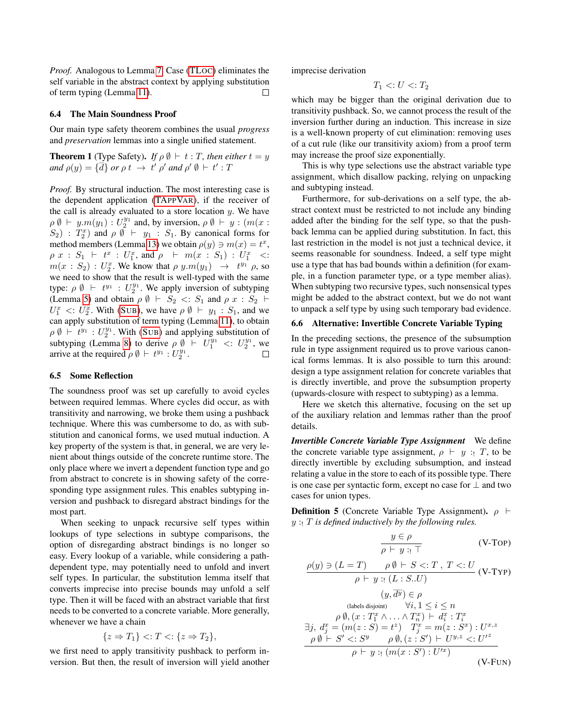*Proof.* Analogous to Lemma 7. Case (TLOC) eliminates the self variable in the abstract context by applying substitution of term typing (Lemma 11). □

### 6.4 The Main Soundness Proof

Our main type safety theorem combines the usual *progress* and *preservation* lemmas into a single unified statement.

**Theorem 1** (Type Safety). *If $\rho\, \emptyset \vdash t : T$, then either $t = y$ and $\rho(y) = \{\overline{d}\}$ or $\rho\; t \;\rightarrow\; t'\; \rho'$ and $\rho'\; \emptyset \vdash t' : T$*

*Proof.* By structural induction. The most interesting case is the dependent application (TAPPVAR), if the receiver of the call is already evaluated to a store location $y$. We have $\rho\, \emptyset \vdash y.m(y_1) : U_2^{y_1}$ and, by inversion, $\rho\, \emptyset \vdash y : (m(x : S_2) : T_2^x)$ and $\rho\, \emptyset \vdash y_1 : S_1$. By canonical forms for method members (Lemma 13) we obtain $\rho(y) \ni m(x) = t^x$, $\rho\; x : S_1 \vdash t^x : U_1^x$, and $\rho \;\vdash m(x : S_1) : U_1^x \;<:\; m(x : S_2) : U_2^x$. We know that $\rho\; y.m(y_1) \;\rightarrow\; t^{y_1}\; \rho$, so we need to show that the result is well-typed with the same type: $\rho\, \emptyset \vdash t^{y_1} : U_2^{y_1}$. We apply inversion of subtyping (Lemma 5) and obtain $\rho\, \emptyset \vdash S_2 <: S_1$ and $\rho\; x : S_2 \vdash U_1^x <: U_2^x$. With (SUB), we have $\rho\, \emptyset \vdash y_1 : S_1$, and we can apply substitution of term typing (Lemma 11), to obtain $\rho\, \emptyset \vdash t^{y_1} : U_2^{y_1}$. With (SUB) and applying substitution of subtyping (Lemma 8) to derive $\rho\, \emptyset \vdash U_1^{y_1} <: U_2^{y_1}$, we arrive at the required $\rho\, \emptyset \vdash t^{y_1} : U_2^{y_1}$. □

### 6.5 Some Reflection

The soundness proof was set up carefully to avoid cycles between required lemmas. Where cycles did occur, as with transitivity and narrowing, we broke them using a pushback technique. Where this was cumbersome to do, as with substitution and canonical forms, we used mutual induction. A key property of the system is that, in general, we are very lenient about things outside of the concrete runtime store. The only place where we invert a dependent function type and go from abstract to concrete is in showing safety of the corresponding type assignment rules. This enables subtyping inversion and pushback to disregard abstract bindings for the most part.

When seeking to unpack recursive self types within lookups of type selections in subtype comparisons, the option of disregarding abstract bindings is no longer so easy. Every lookup of a variable, while considering a path-dependent type, may potentially need to unfold and invert self types. In particular, the substitution lemma itself that converts imprecise into precise bounds may unfold a self type. Then it will be faced with an abstract variable that first needs to be converted to a concrete variable. More generally, whenever we have a chain

$$\{z \Rightarrow T_1\} <: T <: \{z \Rightarrow T_2\},$$

we first need to apply transitivity pushback to perform inversion. But then, the result of inversion will yield another imprecise derivation

$$T_1 <: U <: T_2$$

which may be bigger than the original derivation due to transitivity pushback. So, we cannot process the result of the inversion further during an induction. This increase in size is a well-known property of cut elimination: removing uses of a cut rule (like our transitivity axiom) from a proof term may increase the proof size exponentially.

This is why type selections use the abstract variable type assignment, which disallow packing, relying on unpacking and subtyping instead.

Furthermore, for sub-derivations on a self type, the abstract context must be restricted to not include any binding added after the binding for the self type, so that the pushback lemma can be applied during substitution. In fact, this last restriction in the model is not just a technical device, it seems reasonable for soundness. Indeed, a self type might use a type that has bad bounds within a definition (for example, in a function parameter type, or a type member alias). When subtyping two recursive types, such nonsensical types might be added to the abstract context, but we do not want to unpack a self type by using such temporary bad evidence.

### 6.6 Alternative: Invertible Concrete Variable Typing

In the preceding sections, the presence of the subsumption rule in type assignment required us to prove various canonical forms lemmas. It is also possible to turn this around: design a type assignment relation for concrete variables that is directly invertible, and prove the subsumption property (upwards-closure with respect to subtyping) as a lemma.

Here we sketch this alternative, focusing on the set up of the auxiliary relation and lemmas rather than the proof details.

***Invertible Concrete Variable Type Assignment*** We define the concrete variable type assignment, $\rho \vdash y :_! T$, to be directly invertible by excluding subsumption, and instead relating a value in the store to each of its possible type. There is one case per syntactic form, except no case for $\bot$ and two cases for union types.

**Definition 5** (Concrete Variable Type Assignment). *$\rho \vdash y :_! T$ is defined inductively by the following rules.*

$$\frac{y \in \rho}{\rho \vdash y :_! \top} \quad \text{(V-TOP)}$$

$$\frac{\rho(y) \ni (L = T) \qquad \rho\, \emptyset \vdash S <: T\;,\; T <: U}{\rho \vdash y :_! (L : S..U)} \quad \text{(V-TYP)}$$

$$\frac{\begin{array}{c}(y, \overline{d^y}) \in \rho \\ \text{(labels disjoint)} \qquad \forall i, 1 \leq i \leq n \\ \rho\, \emptyset, (x : T_1^x \wedge \ldots \wedge T_n^x) \vdash d_i^x : T_i^x \\ \exists j,\; d_j^x = (m(z : S) = t^z) \quad T_j^x = m(z : S^x) : U^{x,z} \\ \rho\, \emptyset \vdash S' <: S^y \qquad \rho\, \emptyset, (z : S') \vdash U^{y,z} <: U'^z\end{array}}{\rho \vdash y :_! (m(x : S') : U'^x)} \quad \text{(V-FUN)}$$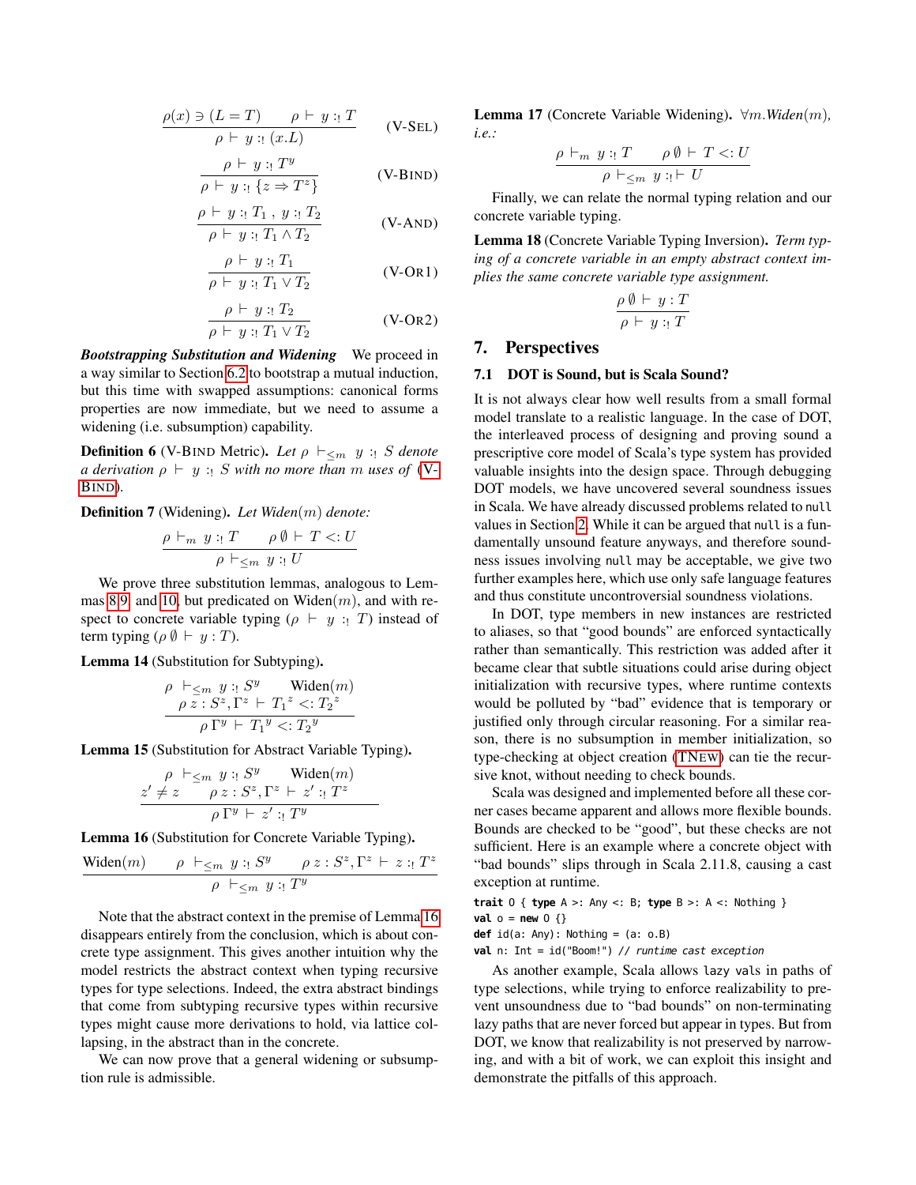$$\frac{\rho(x) \ni (L = T) \qquad \rho \vdash y :_! T}{\rho \vdash y :_! (x.L)} \qquad \text{(V-SEL)}$$

$$\frac{\rho \vdash y :_! T^y}{\rho \vdash y :_! \{z \Rightarrow T^z\}} \qquad \text{(V-BIND)}$$

$$\frac{\rho \vdash y :_! T_1 \,,\; y :_! T_2}{\rho \vdash y :_! T_1 \wedge T_2} \qquad \text{(V-AND)}$$

$$\frac{\rho \vdash y :_! T_1}{\rho \vdash y :_! T_1 \vee T_2} \qquad \text{(V-OR1)}$$

$$\frac{\rho \vdash y :_! T_2}{\rho \vdash y :_! T_1 \vee T_2} \qquad \text{(V-OR2)}$$

***Bootstrapping Substitution and Widening*** We proceed in a way similar to Section 6.2 to bootstrap a mutual induction, but this time with swapped assumptions: canonical forms properties are now immediate, but we need to assume a widening (i.e. subsumption) capability.

**Definition 6** (V-BIND Metric). *Let* $\rho \vdash_{\leq m} y :_! S$ *denote a derivation* $\rho \vdash y :_! S$ *with no more than* $m$ *uses of* (V-BIND).

**Definition 7** (Widening). *Let Widen*($m$) *denote:*

$$\frac{\rho \vdash_m y :_! T \qquad \rho\, \emptyset \vdash T <: U}{\rho \vdash_{\leq m} y :_! U}$$

We prove three substitution lemmas, analogous to Lemmas 8, 9, and 10, but predicated on Widen($m$), and with respect to concrete variable typing ($\rho \vdash y :_! T$) instead of term typing ($\rho\, \emptyset \vdash y : T$).

**Lemma 14** (Substitution for Subtyping).

$$\frac{\begin{array}{c}\rho \vdash_{\leq m} y :_! S^y \qquad \text{Widen}(m) \\ \rho\; z : S^z, \Gamma^z \vdash {T_1}^z <: {T_2}^z\end{array}}{\rho\, \Gamma^y \vdash {T_1}^y <: {T_2}^y}$$

**Lemma 15** (Substitution for Abstract Variable Typing).

$$\frac{\begin{array}{c}\rho \vdash_{\leq m} y :_! S^y \qquad \text{Widen}(m) \\ z' \neq z \qquad \rho\; z : S^z, \Gamma^z \vdash z' :_! T^z\end{array}}{\rho\, \Gamma^y \vdash z' :_! T^y}$$

**Lemma 16** (Substitution for Concrete Variable Typing).

$$\frac{\text{Widen}(m) \qquad \rho \vdash_{\leq m} y :_! S^y \qquad \rho\; z : S^z, \Gamma^z \vdash z :_! T^z}{\rho \vdash_{\leq m} y :_! T^y}$$

Note that the abstract context in the premise of Lemma 16 disappears entirely from the conclusion, which is about concrete type assignment. This gives another intuition why the model restricts the abstract context when typing recursive types for type selections. Indeed, the extra abstract bindings that come from subtyping recursive types within recursive types might cause more derivations to hold, via lattice collapsing, in the abstract than in the concrete.

We can now prove that a general widening or subsumption rule is admissible.

**Lemma 17** (Concrete Variable Widening). $\forall m.$*Widen*($m$)*, i.e.:*

$$\frac{\rho \vdash_m y :_! T \qquad \rho\, \emptyset \vdash T <: U}{\rho \vdash_{\leq m} y :_! \vdash U}$$

Finally, we can relate the normal typing relation and our concrete variable typing.

**Lemma 18** (Concrete Variable Typing Inversion). *Term typing of a concrete variable in an empty abstract context implies the same concrete variable type assignment.*

$$\frac{\rho\, \emptyset \vdash y : T}{\rho \vdash y :_! T}$$

## 7. Perspectives

### 7.1 DOT is Sound, but is Scala Sound?

It is not always clear how well results from a small formal model translate to a realistic language. In the case of DOT, the interleaved process of designing and proving sound a prescriptive core model of Scala's type system has provided valuable insights into the design space. Through debugging DOT models, we have uncovered several soundness issues in Scala. We have already discussed problems related to `null` values in Section 2. While it can be argued that `null` is a fundamentally unsound feature anyways, and therefore soundness issues involving `null` may be acceptable, we give two further examples here, which use only safe language features and thus constitute uncontroversial soundness violations.

In DOT, type members in new instances are restricted to aliases, so that "good bounds" are enforced syntactically rather than semantically. This restriction was added after it became clear that subtle situations could arise during object initialization with recursive types, where runtime contexts would be polluted by "bad" evidence that is temporary or justified only through circular reasoning. For a similar reason, there is no subsumption in member initialization, so type-checking at object creation (TNEW) can tie the recursive knot, without needing to check bounds.

Scala was designed and implemented before all these corner cases became apparent and allows more flexible bounds. Bounds are checked to be "good", but these checks are not sufficient. Here is an example where a concrete object with "bad bounds" slips through in Scala 2.11.8, causing a cast exception at runtime.

```
trait O { type A >: Any <: B; type B >: A <: Nothing }
val o = new O {}
def id(a: Any): Nothing = (a: o.B)
val n: Int = id("Boom!") // runtime cast exception
```

As another example, Scala allows `lazy val`s in paths of type selections, while trying to enforce realizability to prevent unsoundness due to "bad bounds" on non-terminating lazy paths that are never forced but appear in types. But from DOT, we know that realizability is not preserved by narrowing, and with a bit of work, we can exploit this insight and demonstrate the pitfalls of this approach.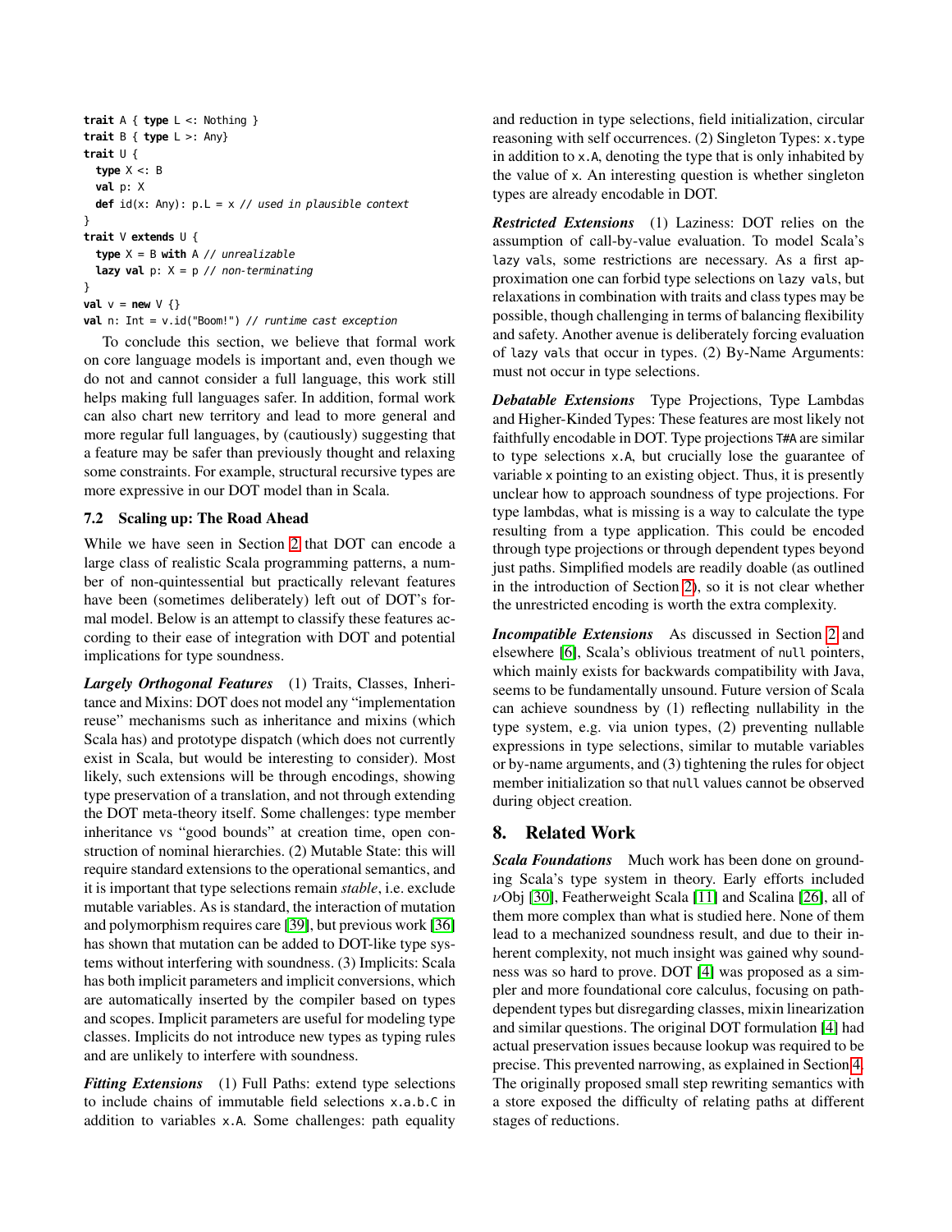```
trait A { type L <: Nothing }
trait B { type L >: Any}
trait U {
  type X <: B
  val p: X
  def id(x: Any): p.L = x // used in plausible context
}
trait V extends U {
  type X = B with A // unrealizable
  lazy val p: X = p // non-terminating
}
val v = new V {}
val n: Int = v.id("Boom!") // runtime cast exception
```

To conclude this section, we believe that formal work on core language models is important and, even though we do not and cannot consider a full language, this work still helps making full languages safer. In addition, formal work can also chart new territory and lead to more general and more regular full languages, by (cautiously) suggesting that a feature may be safer than previously thought and relaxing some constraints. For example, structural recursive types are more expressive in our DOT model than in Scala.

### 7.2 Scaling up: The Road Ahead

While we have seen in Section 2 that DOT can encode a large class of realistic Scala programming patterns, a number of non-quintessential but practically relevant features have been (sometimes deliberately) left out of DOT's formal model. Below is an attempt to classify these features according to their ease of integration with DOT and potential implications for type soundness.

***Largely Orthogonal Features*** (1) Traits, Classes, Inheritance and Mixins: DOT does not model any "implementation reuse" mechanisms such as inheritance and mixins (which Scala has) and prototype dispatch (which does not currently exist in Scala, but would be interesting to consider). Most likely, such extensions will be through encodings, showing type preservation of a translation, and not through extending the DOT meta-theory itself. Some challenges: type member inheritance vs "good bounds" at creation time, open construction of nominal hierarchies. (2) Mutable State: this will require standard extensions to the operational semantics, and it is important that type selections remain *stable*, i.e. exclude mutable variables. As is standard, the interaction of mutation and polymorphism requires care [39], but previous work [36] has shown that mutation can be added to DOT-like type systems without interfering with soundness. (3) Implicits: Scala has both implicit parameters and implicit conversions, which are automatically inserted by the compiler based on types and scopes. Implicit parameters are useful for modeling type classes. Implicits do not introduce new types as typing rules and are unlikely to interfere with soundness.

***Fitting Extensions*** (1) Full Paths: extend type selections to include chains of immutable field selections `x.a.b.C` in addition to variables `x.A`. Some challenges: path equality and reduction in type selections, field initialization, circular reasoning with self occurrences. (2) Singleton Types: `x.type` in addition to `x.A`, denoting the type that is only inhabited by the value of `x`. An interesting question is whether singleton types are already encodable in DOT.

***Restricted Extensions*** (1) Laziness: DOT relies on the assumption of call-by-value evaluation. To model Scala's `lazy val`s, some restrictions are necessary. As a first approximation one can forbid type selections on `lazy val`s, but relaxations in combination with traits and class types may be possible, though challenging in terms of balancing flexibility and safety. Another avenue is deliberately forcing evaluation of `lazy val`s that occur in types. (2) By-Name Arguments: must not occur in type selections.

***Debatable Extensions*** Type Projections, Type Lambdas and Higher-Kinded Types: These features are most likely not faithfully encodable in DOT. Type projections `T#A` are similar to type selections `x.A`, but crucially lose the guarantee of variable `x` pointing to an existing object. Thus, it is presently unclear how to approach soundness of type projections. For type lambdas, what is missing is a way to calculate the type resulting from a type application. This could be encoded through type projections or through dependent types beyond just paths. Simplified models are readily doable (as outlined in the introduction of Section 2), so it is not clear whether the unrestricted encoding is worth the extra complexity.

***Incompatible Extensions*** As discussed in Section 2 and elsewhere [6], Scala's oblivious treatment of `null` pointers, which mainly exists for backwards compatibility with Java, seems to be fundamentally unsound. Future version of Scala can achieve soundness by (1) reflecting nullability in the type system, e.g. via union types, (2) preventing nullable expressions in type selections, similar to mutable variables or by-name arguments, and (3) tightening the rules for object member initialization so that `null` values cannot be observed during object creation.

## 8. Related Work

***Scala Foundations*** Much work has been done on grounding Scala's type system in theory. Early efforts included $\nu$Obj [30], Featherweight Scala [11] and Scalina [26], all of them more complex than what is studied here. None of them lead to a mechanized soundness result, and due to their inherent complexity, not much insight was gained why soundness was so hard to prove. DOT [4] was proposed as a simpler and more foundational core calculus, focusing on path-dependent types but disregarding classes, mixin linearization and similar questions. The original DOT formulation [4] had actual preservation issues because lookup was required to be precise. This prevented narrowing, as explained in Section 4. The originally proposed small step rewriting semantics with a store exposed the difficulty of relating paths at different stages of reductions.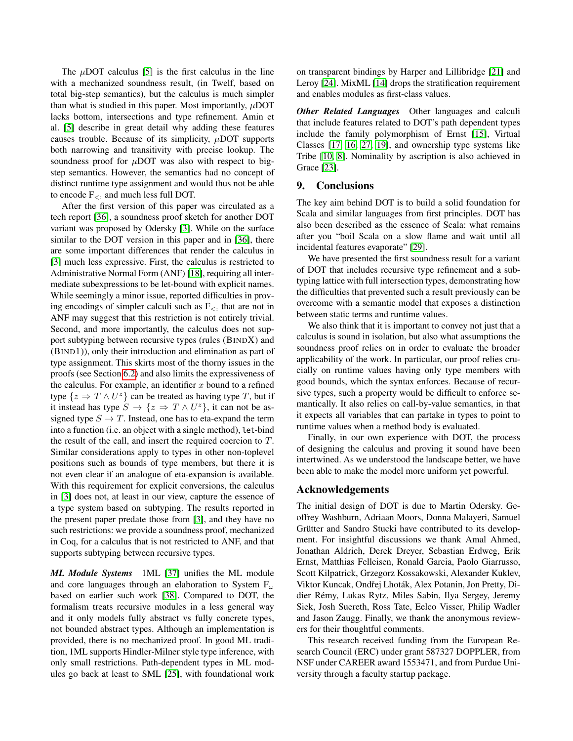The $\mu$DOT calculus [5] is the first calculus in the line with a mechanized soundness result, (in Twelf, based on total big-step semantics), but the calculus is much simpler than what is studied in this paper. Most importantly, $\mu$DOT lacks bottom, intersections and type refinement. Amin et al. [5] describe in great detail why adding these features causes trouble. Because of its simplicity, $\mu$DOT supports both narrowing and transitivity with precise lookup. The soundness proof for $\mu$DOT was also with respect to big-step semantics. However, the semantics had no concept of distinct runtime type assignment and would thus not be able to encode $F_{<:}$ and much less full DOT.

After the first version of this paper was circulated as a tech report [36], a soundness proof sketch for another DOT variant was proposed by Odersky [3]. While on the surface similar to the DOT version in this paper and in [36], there are some important differences that render the calculus in [3] much less expressive. First, the calculus is restricted to Administrative Normal Form (ANF) [18], requiring all intermediate subexpressions to be let-bound with explicit names. While seemingly a minor issue, reported difficulties in proving encodings of simpler calculi such as $F_{<:}$ that are not in ANF may suggest that this restriction is not entirely trivial. Second, and more importantly, the calculus does not support subtyping between recursive types (rules (BINDX) and (BIND1)), only their introduction and elimination as part of type assignment. This skirts most of the thorny issues in the proofs (see Section 6.2) and also limits the expressiveness of the calculus. For example, an identifier $x$ bound to a refined type $\{z \Rightarrow T \wedge U^z\}$ can be treated as having type $T$, but if it instead has type $S \to \{z \Rightarrow T \wedge U^z\}$, it can not be assigned type $S \to T$. Instead, one has to eta-expand the term into a function (i.e. an object with a single method), `let`-bind the result of the call, and insert the required coercion to $T$. Similar considerations apply to types in other non-toplevel positions such as bounds of type members, but there it is not even clear if an analogue of eta-expansion is available. With this requirement for explicit conversions, the calculus in [3] does not, at least in our view, capture the essence of a type system based on subtyping. The results reported in the present paper predate those from [3], and they have no such restrictions: we provide a soundness proof, mechanized in Coq, for a calculus that is not restricted to ANF, and that supports subtyping between recursive types.

***ML Module Systems*** 1ML [37] unifies the ML module and core languages through an elaboration to System $F_\omega$ based on earlier such work [38]. Compared to DOT, the formalism treats recursive modules in a less general way and it only models fully abstract vs fully concrete types, not bounded abstract types. Although an implementation is provided, there is no mechanized proof. In good ML tradition, 1ML supports Hindler-Milner style type inference, with only small restrictions. Path-dependent types in ML modules go back at least to SML [25], with foundational work on transparent bindings by Harper and Lillibridge [21] and Leroy [24]. MixML [14] drops the stratification requirement and enables modules as first-class values.

***Other Related Languages*** Other languages and calculi that include features related to DOT's path dependent types include the family polymorphism of Ernst [15], Virtual Classes [17, 16, 27, 19], and ownership type systems like Tribe [10, 8]. Nominality by ascription is also achieved in Grace [23].

## 9. Conclusions

The key aim behind DOT is to build a solid foundation for Scala and similar languages from first principles. DOT has also been described as the essence of Scala: what remains after you "boil Scala on a slow flame and wait until all incidental features evaporate" [29].

We have presented the first soundness result for a variant of DOT that includes recursive type refinement and a subtyping lattice with full intersection types, demonstrating how the difficulties that prevented such a result previously can be overcome with a semantic model that exposes a distinction between static terms and runtime values.

We also think that it is important to convey not just that a calculus is sound in isolation, but also what assumptions the soundness proof relies on in order to evaluate the broader applicability of the work. In particular, our proof relies crucially on runtime values having only type members with good bounds, which the syntax enforces. Because of recursive types, such a property would be difficult to enforce semantically. It also relies on call-by-value semantics, in that it expects all variables that can partake in types to point to runtime values when a method body is evaluated.

Finally, in our own experience with DOT, the process of designing the calculus and proving it sound have been intertwined. As we understood the landscape better, we have been able to make the model more uniform yet powerful.

## Acknowledgements

The initial design of DOT is due to Martin Odersky. Geoffrey Washburn, Adriaan Moors, Donna Malayeri, Samuel Grütter and Sandro Stucki have contributed to its development. For insightful discussions we thank Amal Ahmed, Jonathan Aldrich, Derek Dreyer, Sebastian Erdweg, Erik Ernst, Matthias Felleisen, Ronald Garcia, Paolo Giarrusso, Scott Kilpatrick, Grzegorz Kossakowski, Alexander Kuklev, Viktor Kuncak, Ondřej Lhoták, Alex Potanin, Jon Pretty, Didier Rémy, Lukas Rytz, Miles Sabin, Ilya Sergey, Jeremy Siek, Josh Suereth, Ross Tate, Eelco Visser, Philip Wadler and Jason Zaugg. Finally, we thank the anonymous reviewers for their thoughtful comments.

This research received funding from the European Research Council (ERC) under grant 587327 DOPPLER, from NSF under CAREER award 1553471, and from Purdue University through a faculty startup package.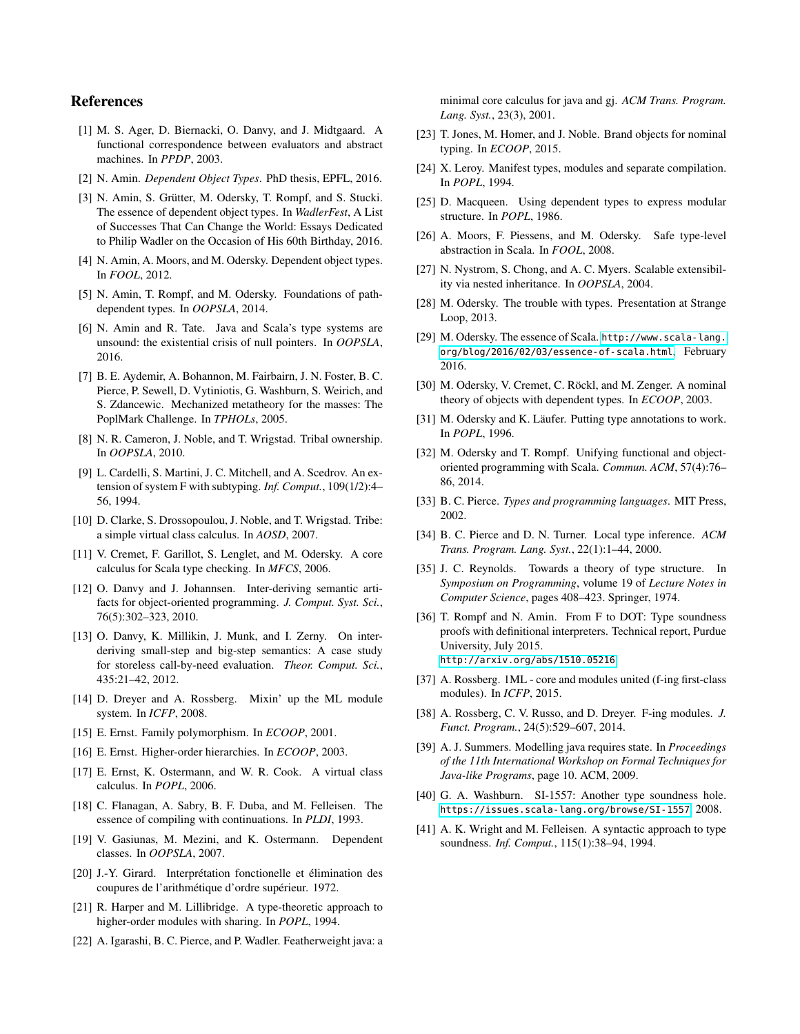## References

[1] M. S. Ager, D. Biernacki, O. Danvy, and J. Midtgaard. A functional correspondence between evaluators and abstract machines. In *PPDP*, 2003.

[2] N. Amin. *Dependent Object Types*. PhD thesis, EPFL, 2016.

[3] N. Amin, S. Grütter, M. Odersky, T. Rompf, and S. Stucki. The essence of dependent object types. In *WadlerFest*, A List of Successes That Can Change the World: Essays Dedicated to Philip Wadler on the Occasion of His 60th Birthday, 2016.

[4] N. Amin, A. Moors, and M. Odersky. Dependent object types. In *FOOL*, 2012.

[5] N. Amin, T. Rompf, and M. Odersky. Foundations of path-dependent types. In *OOPSLA*, 2014.

[6] N. Amin and R. Tate. Java and Scala's type systems are unsound: the existential crisis of null pointers. In *OOPSLA*, 2016.

[7] B. E. Aydemir, A. Bohannon, M. Fairbairn, J. N. Foster, B. C. Pierce, P. Sewell, D. Vytiniotis, G. Washburn, S. Weirich, and S. Zdancewic. Mechanized metatheory for the masses: The PoplMark Challenge. In *TPHOLs*, 2005.

[8] N. R. Cameron, J. Noble, and T. Wrigstad. Tribal ownership. In *OOPSLA*, 2010.

[9] L. Cardelli, S. Martini, J. C. Mitchell, and A. Scedrov. An extension of system F with subtyping. *Inf. Comput.*, 109(1/2):4–56, 1994.

[10] D. Clarke, S. Drossopoulou, J. Noble, and T. Wrigstad. Tribe: a simple virtual class calculus. In *AOSD*, 2007.

[11] V. Cremet, F. Garillot, S. Lenglet, and M. Odersky. A core calculus for Scala type checking. In *MFCS*, 2006.

[12] O. Danvy and J. Johannsen. Inter-deriving semantic artifacts for object-oriented programming. *J. Comput. Syst. Sci.*, 76(5):302–323, 2010.

[13] O. Danvy, K. Millikin, J. Munk, and I. Zerny. On inter-deriving small-step and big-step semantics: A case study for storeless call-by-need evaluation. *Theor. Comput. Sci.*, 435:21–42, 2012.

[14] D. Dreyer and A. Rossberg. Mixin' up the ML module system. In *ICFP*, 2008.

[15] E. Ernst. Family polymorphism. In *ECOOP*, 2001.

[16] E. Ernst. Higher-order hierarchies. In *ECOOP*, 2003.

[17] E. Ernst, K. Ostermann, and W. R. Cook. A virtual class calculus. In *POPL*, 2006.

[18] C. Flanagan, A. Sabry, B. F. Duba, and M. Felleisen. The essence of compiling with continuations. In *PLDI*, 1993.

[19] V. Gasiunas, M. Mezini, and K. Ostermann. Dependent classes. In *OOPSLA*, 2007.

[20] J.-Y. Girard. Interprétation fonctionelle et élimination des coupures de l'arithmétique d'ordre supérieur. 1972.

[21] R. Harper and M. Lillibridge. A type-theoretic approach to higher-order modules with sharing. In *POPL*, 1994.

[22] A. Igarashi, B. C. Pierce, and P. Wadler. Featherweight java: a minimal core calculus for java and gj. *ACM Trans. Program. Lang. Syst.*, 23(3), 2001.

[23] T. Jones, M. Homer, and J. Noble. Brand objects for nominal typing. In *ECOOP*, 2015.

[24] X. Leroy. Manifest types, modules and separate compilation. In *POPL*, 1994.

[25] D. Macqueen. Using dependent types to express modular structure. In *POPL*, 1986.

[26] A. Moors, F. Piessens, and M. Odersky. Safe type-level abstraction in Scala. In *FOOL*, 2008.

[27] N. Nystrom, S. Chong, and A. C. Myers. Scalable extensibility via nested inheritance. In *OOPSLA*, 2004.

[28] M. Odersky. The trouble with types. Presentation at Strange Loop, 2013.

[29] M. Odersky. The essence of Scala. `http://www.scala-lang.org/blog/2016/02/03/essence-of-scala.html`, February 2016.

[30] M. Odersky, V. Cremet, C. Röckl, and M. Zenger. A nominal theory of objects with dependent types. In *ECOOP*, 2003.

[31] M. Odersky and K. Läufer. Putting type annotations to work. In *POPL*, 1996.

[32] M. Odersky and T. Rompf. Unifying functional and object-oriented programming with Scala. *Commun. ACM*, 57(4):76–86, 2014.

[33] B. C. Pierce. *Types and programming languages*. MIT Press, 2002.

[34] B. C. Pierce and D. N. Turner. Local type inference. *ACM Trans. Program. Lang. Syst.*, 22(1):1–44, 2000.

[35] J. C. Reynolds. Towards a theory of type structure. In *Symposium on Programming*, volume 19 of *Lecture Notes in Computer Science*, pages 408–423. Springer, 1974.

[36] T. Rompf and N. Amin. From F to DOT: Type soundness proofs with definitional interpreters. Technical report, Purdue University, July 2015. `http://arxiv.org/abs/1510.05216`

[37] A. Rossberg. 1ML - core and modules united (f-ing first-class modules). In *ICFP*, 2015.

[38] A. Rossberg, C. V. Russo, and D. Dreyer. F-ing modules. *J. Funct. Program.*, 24(5):529–607, 2014.

[39] A. J. Summers. Modelling java requires state. In *Proceedings of the 11th International Workshop on Formal Techniques for Java-like Programs*, page 10. ACM, 2009.

[40] G. A. Washburn. SI-1557: Another type soundness hole. `https://issues.scala-lang.org/browse/SI-1557`, 2008.

[41] A. K. Wright and M. Felleisen. A syntactic approach to type soundness. *Inf. Comput.*, 115(1):38–94, 1994.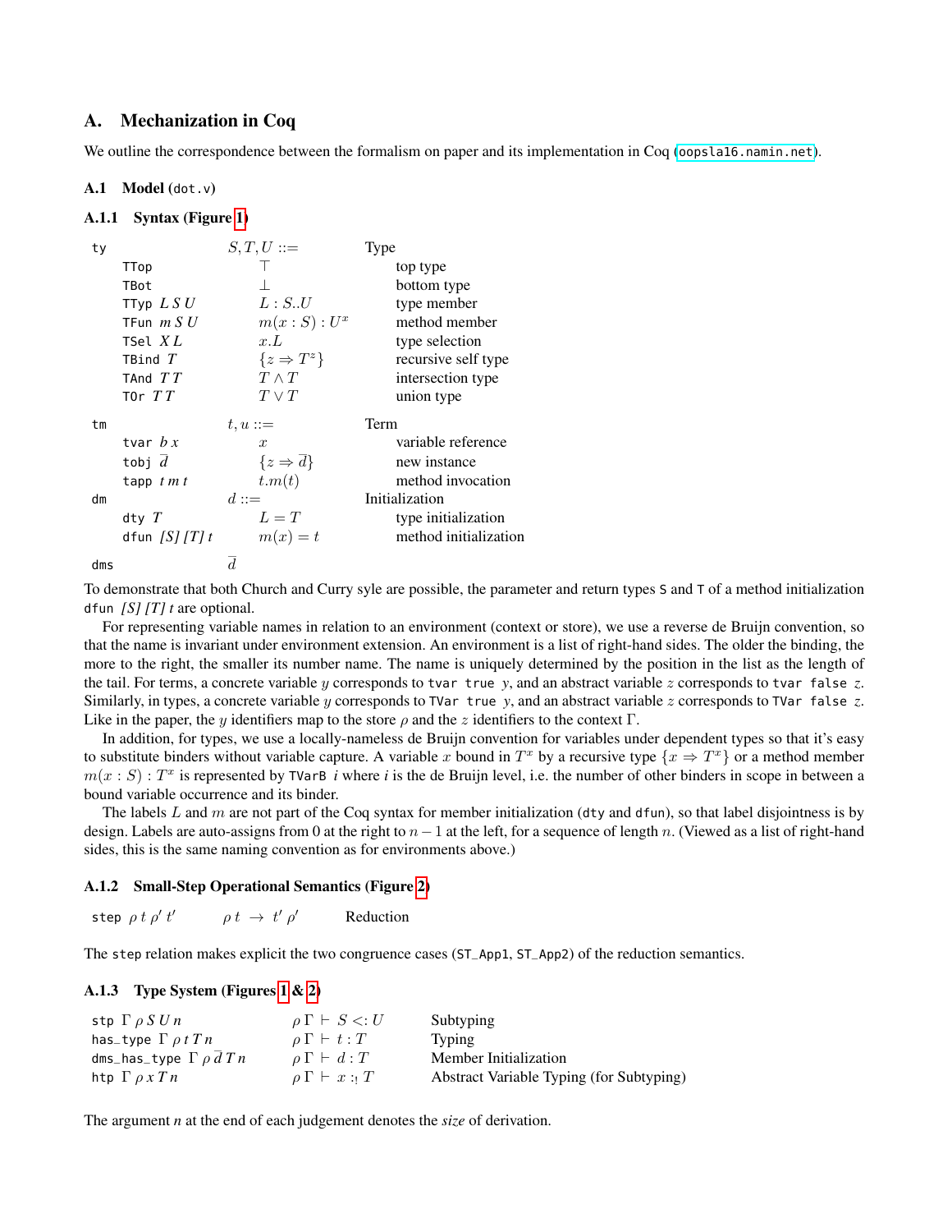## A. Mechanization in Coq

We outline the correspondence between the formalism on paper and its implementation in Coq (`oopsla16.namin.net`).

### A.1 Model (`dot.v`)

#### A.1.1 Syntax (Figure 1)

| | | | |
|---|---|---|---|
| `ty` | | $S, T, U ::=$ | Type |
| | `TTop` | $\top$ | top type |
| | `TBot` | $\bot$ | bottom type |
| | `TTyp` *L S U* | $L : S..U$ | type member |
| | `TFun` *m S U* | $m(x : S) : U^x$ | method member |
| | `TSel` *X L* | $x.L$ | type selection |
| | `TBind` *T* | $\{z \Rightarrow T^z\}$ | recursive self type |
| | `TAnd` *T T* | $T \wedge T$ | intersection type |
| | `TOr` *T T* | $T \vee T$ | union type |
| `tm` | | $t, u ::=$ | Term |
| | `tvar` *b x* | $x$ | variable reference |
| | `tobj` $\bar{d}$ | $\{z \Rightarrow \bar{d}\}$ | new instance |
| | `tapp` *t m t* | $t.m(t)$ | method invocation |
| `dm` | | $d ::=$ | Initialization |
| | `dty` *T* | $L = T$ | type initialization |
| | `dfun` *[S] [T] t* | $m(x) = t$ | method initialization |
| `dms` | | $\bar{d}$ | |

To demonstrate that both Church and Curry syle are possible, the parameter and return types `S` and `T` of a method initialization `dfun` *[S] [T] t* are optional.

For representing variable names in relation to an environment (context or store), we use a reverse de Bruijn convention, so that the name is invariant under environment extension. An environment is a list of right-hand sides. The older the binding, the more to the right, the smaller its number name. The name is uniquely determined by the position in the list as the length of the tail. For terms, a concrete variable $y$ corresponds to `tvar true` $y$, and an abstract variable $z$ corresponds to `tvar false` $z$. Similarly, in types, a concrete variable $y$ corresponds to `TVar true` $y$, and an abstract variable $z$ corresponds to `TVar false` $z$. Like in the paper, the $y$ identifiers map to the store $\rho$ and the $z$ identifiers to the context $\Gamma$.

In addition, for types, we use a locally-nameless de Bruijn convention for variables under dependent types so that it's easy to substitute binders without variable capture. A variable $x$ bound in $T^x$ by a recursive type $\{x \Rightarrow T^x\}$ or a method member $m(x : S) : T^x$ is represented by `TVarB` *i* where *i* is the de Bruijn level, i.e. the number of other binders in scope in between a bound variable occurrence and its binder.

The labels $L$ and $m$ are not part of the Coq syntax for member initialization (`dty` and `dfun`), so that label disjointness is by design. Labels are auto-assigns from 0 at the right to $n - 1$ at the left, for a sequence of length $n$. (Viewed as a list of right-hand sides, this is the same naming convention as for environments above.)

#### A.1.2 Small-Step Operational Semantics (Figure 2)

| | | |
|---|---|---|
| `step` $\rho\ t\ \rho'\ t'$ | $\rho\ t\ \rightarrow\ t'\ \rho'$ | Reduction |

The `step` relation makes explicit the two congruence cases (`ST_App1`, `ST_App2`) of the reduction semantics.

#### A.1.3 Type System (Figures 1 & 2)

| | | |
|---|---|---|
| `stp` $\Gamma\ \rho\ S\ U\ n$ | $\rho\, \Gamma \vdash S <: U$ | Subtyping |
| `has_type` $\Gamma\ \rho\ t\ T\ n$ | $\rho\, \Gamma \vdash t : T$ | Typing |
| `dms_has_type` $\Gamma\ \rho\ \bar{d}\ T\ n$ | $\rho\, \Gamma \vdash d : T$ | Member Initialization |
| `htp` $\Gamma\ \rho\ x\ T\ n$ | $\rho\, \Gamma \vdash x :_! T$ | Abstract Variable Typing (for Subtyping) |

The argument *n* at the end of each judgement denotes the *size* of derivation.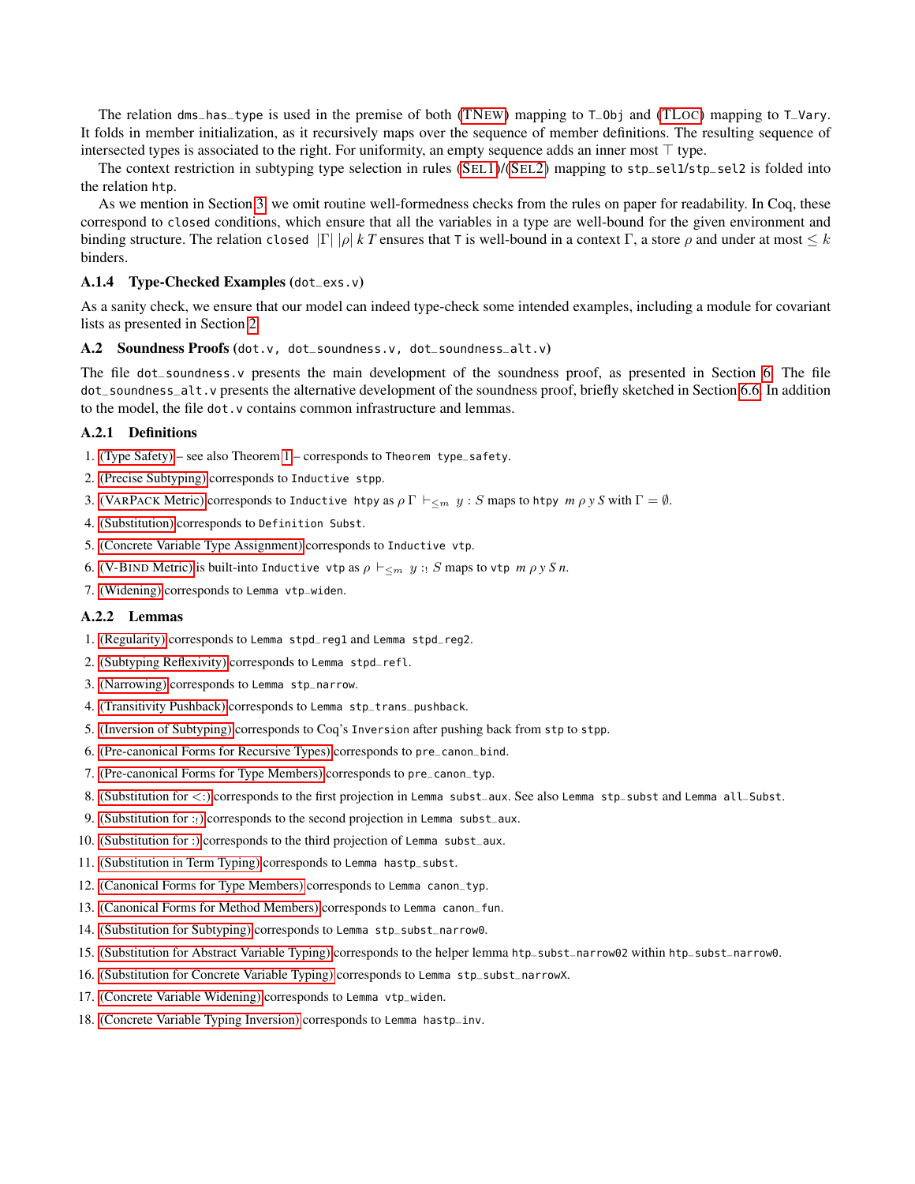The relation `dms_has_type` is used in the premise of both (TNEW) mapping to `T_Obj` and (TLOC) mapping to `T_Vary`. It folds in member initialization, as it recursively maps over the sequence of member definitions. The resulting sequence of intersected types is associated to the right. For uniformity, an empty sequence adds an inner most $\top$ type.

The context restriction in subtyping type selection in rules (SEL1)/(SEL2) mapping to `stp_sel1`/`stp_sel2` is folded into the relation `htp`.

As we mention in Section 3, we omit routine well-formedness checks from the rules on paper for readability. In Coq, these correspond to `closed` conditions, which ensure that all the variables in a type are well-bound for the given environment and binding structure. The relation `closed` $|\Gamma|$ $|\rho|$ $k$ $T$ ensures that `T` is well-bound in a context $\Gamma$, a store $\rho$ and under at most $\leq k$ binders.

### A.1.4 Type-Checked Examples (`dot_exs.v`)

As a sanity check, we ensure that our model can indeed type-check some intended examples, including a module for covariant lists as presented in Section 2.

## A.2 Soundness Proofs (`dot.v, dot_soundness.v, dot_soundness_alt.v`)

The file `dot_soundness.v` presents the main development of the soundness proof, as presented in Section 6. The file `dot_soundness_alt.v` presents the alternative development of the soundness proof, briefly sketched in Section 6.6. In addition to the model, the file `dot.v` contains common infrastructure and lemmas.

### A.2.1 Definitions

1. (Type Safety) – see also Theorem 1 – corresponds to `Theorem type_safety`.
2. (Precise Subtyping) corresponds to `Inductive stpp`.
3. (VARPACK Metric) corresponds to `Inductive htpy` as $\rho\, \Gamma \vdash_{\leq m} y : S$ maps to `htpy` $m$ $\rho$ $y$ $S$ with $\Gamma = \emptyset$.
4. (Substitution) corresponds to `Definition Subst`.
5. (Concrete Variable Type Assignment) corresponds to `Inductive vtp`.
6. (V-BIND Metric) is built-into `Inductive vtp` as $\rho \vdash_{\leq m} y :_! S$ maps to `vtp` $m$ $\rho$ $y$ $S$ $n$.
7. (Widening) corresponds to `Lemma vtp_widen`.

### A.2.2 Lemmas

1. (Regularity) corresponds to `Lemma stpd_reg1` and `Lemma stpd_reg2`.
2. (Subtyping Reflexivity) corresponds to `Lemma stpd_refl`.
3. (Narrowing) corresponds to `Lemma stp_narrow`.
4. (Transitivity Pushback) corresponds to `Lemma stp_trans_pushback`.
5. (Inversion of Subtyping) corresponds to Coq's `Inversion` after pushing back from `stp` to `stpp`.
6. (Pre-canonical Forms for Recursive Types) corresponds to `pre_canon_bind`.
7. (Pre-canonical Forms for Type Members) corresponds to `pre_canon_typ`.
8. (Substitution for $<:$) corresponds to the first projection in `Lemma subst_aux`. See also `Lemma stp_subst` and `Lemma all_Subst`.
9. (Substitution for $:_!$) corresponds to the second projection in `Lemma subst_aux`.
10. (Substitution for $:$) corresponds to the third projection of `Lemma subst_aux`.
11. (Substitution in Term Typing) corresponds to `Lemma hastp_subst`.
12. (Canonical Forms for Type Members) corresponds to `Lemma canon_typ`.
13. (Canonical Forms for Method Members) corresponds to `Lemma canon_fun`.
14. (Substitution for Subtyping) corresponds to `Lemma stp_subst_narrow0`.
15. (Substitution for Abstract Variable Typing) corresponds to the helper lemma `htp_subst_narrow02` within `htp_subst_narrow0`.
16. (Substitution for Concrete Variable Typing) corresponds to `Lemma stp_subst_narrowX`.
17. (Concrete Variable Widening) corresponds to `Lemma vtp_widen`.
18. (Concrete Variable Typing Inversion) corresponds to `Lemma hastp_inv`.